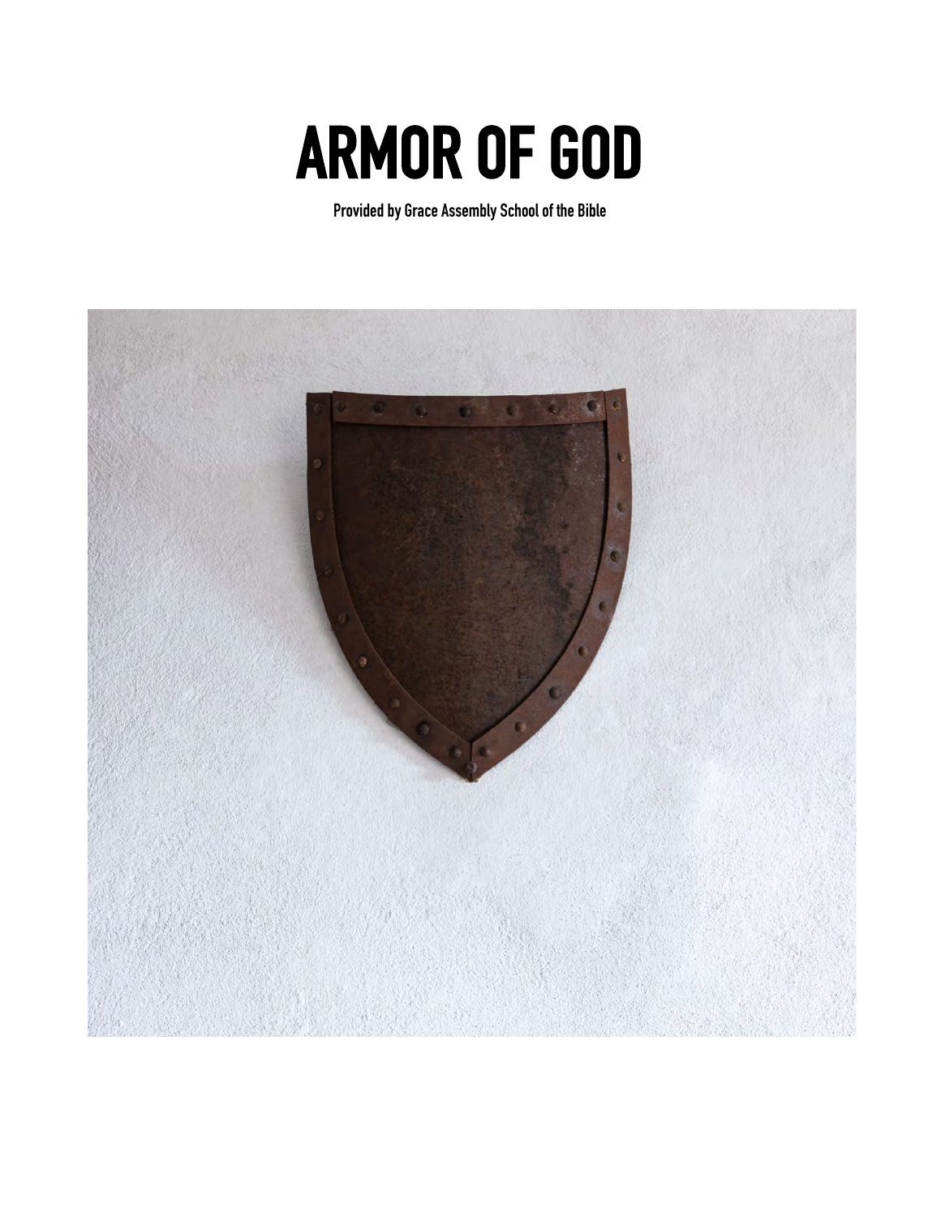# ARMOR OF GOD

**Provided by Grace Assembly School of the Bible**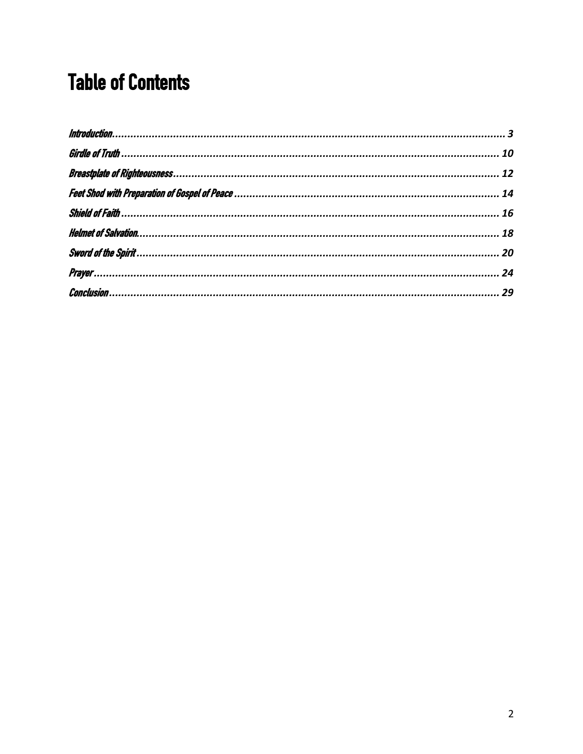# Table of Contents

*Introduction*............................................................ **3**
*Girdle of Truth*........................................................ **10**
*Breastplate of Righteousness*........................................ **12**
*Feet Shod with Preparation of Gospel of Peace*.................. **14**
*Shield of Faith*......................................................... **16**
*Helmet of Salvation*.................................................... **18**
*Sword of the Spirit*.................................................... **20**
*Prayer*.................................................................. **24**
*Conclusion*............................................................. **29**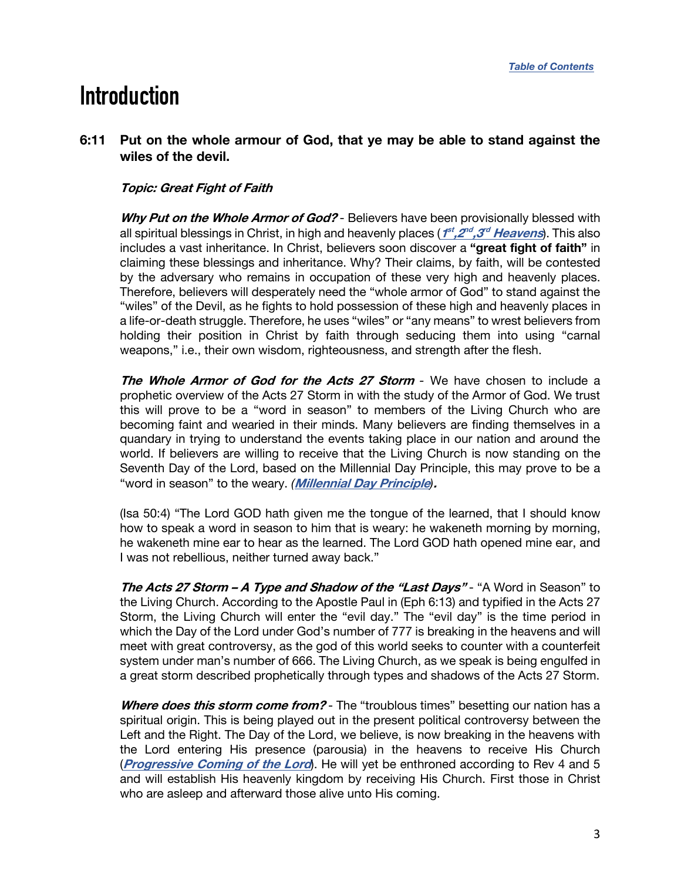*Table of Contents*

# Introduction

**6:11 Put on the whole armour of God, that ye may be able to stand against the wiles of the devil.**

***Topic: Great Fight of Faith***

***Why Put on the Whole Armor of God?*** - Believers have been provisionally blessed with all spiritual blessings in Christ, in high and heavenly places (***1st,2nd,3rd Heavens***). This also includes a vast inheritance. In Christ, believers soon discover a **"great fight of faith"** in claiming these blessings and inheritance. Why? Their claims, by faith, will be contested by the adversary who remains in occupation of these very high and heavenly places. Therefore, believers will desperately need the "whole armor of God" to stand against the "wiles" of the Devil, as he fights to hold possession of these high and heavenly places in a life-or-death struggle. Therefore, he uses "wiles" or "any means" to wrest believers from holding their position in Christ by faith through seducing them into using "carnal weapons," i.e., their own wisdom, righteousness, and strength after the flesh.

***The Whole Armor of God for the Acts 27 Storm*** - We have chosen to include a prophetic overview of the Acts 27 Storm in with the study of the Armor of God. We trust this will prove to be a "word in season" to members of the Living Church who are becoming faint and wearied in their minds. Many believers are finding themselves in a quandary in trying to understand the events taking place in our nation and around the world. If believers are willing to receive that the Living Church is now standing on the Seventh Day of the Lord, based on the Millennial Day Principle, this may prove to be a "word in season" to the weary. ***(Millennial Day Principle).***

(Isa 50:4) "The Lord GOD hath given me the tongue of the learned, that I should know how to speak a word in season to him that is weary: he wakeneth morning by morning, he wakeneth mine ear to hear as the learned. The Lord GOD hath opened mine ear, and I was not rebellious, neither turned away back."

***The Acts 27 Storm – A Type and Shadow of the "Last Days"*** - "A Word in Season" to the Living Church. According to the Apostle Paul in (Eph 6:13) and typified in the Acts 27 Storm, the Living Church will enter the "evil day." The "evil day" is the time period in which the Day of the Lord under God's number of 777 is breaking in the heavens and will meet with great controversy, as the god of this world seeks to counter with a counterfeit system under man's number of 666. The Living Church, as we speak is being engulfed in a great storm described prophetically through types and shadows of the Acts 27 Storm.

***Where does this storm come from?*** - The "troublous times" besetting our nation has a spiritual origin. This is being played out in the present political controversy between the Left and the Right. The Day of the Lord, we believe, is now breaking in the heavens with the Lord entering His presence (parousia) in the heavens to receive His Church (***Progressive Coming of the Lord***). He will yet be enthroned according to Rev 4 and 5 and will establish His heavenly kingdom by receiving His Church. First those in Christ who are asleep and afterward those alive unto His coming.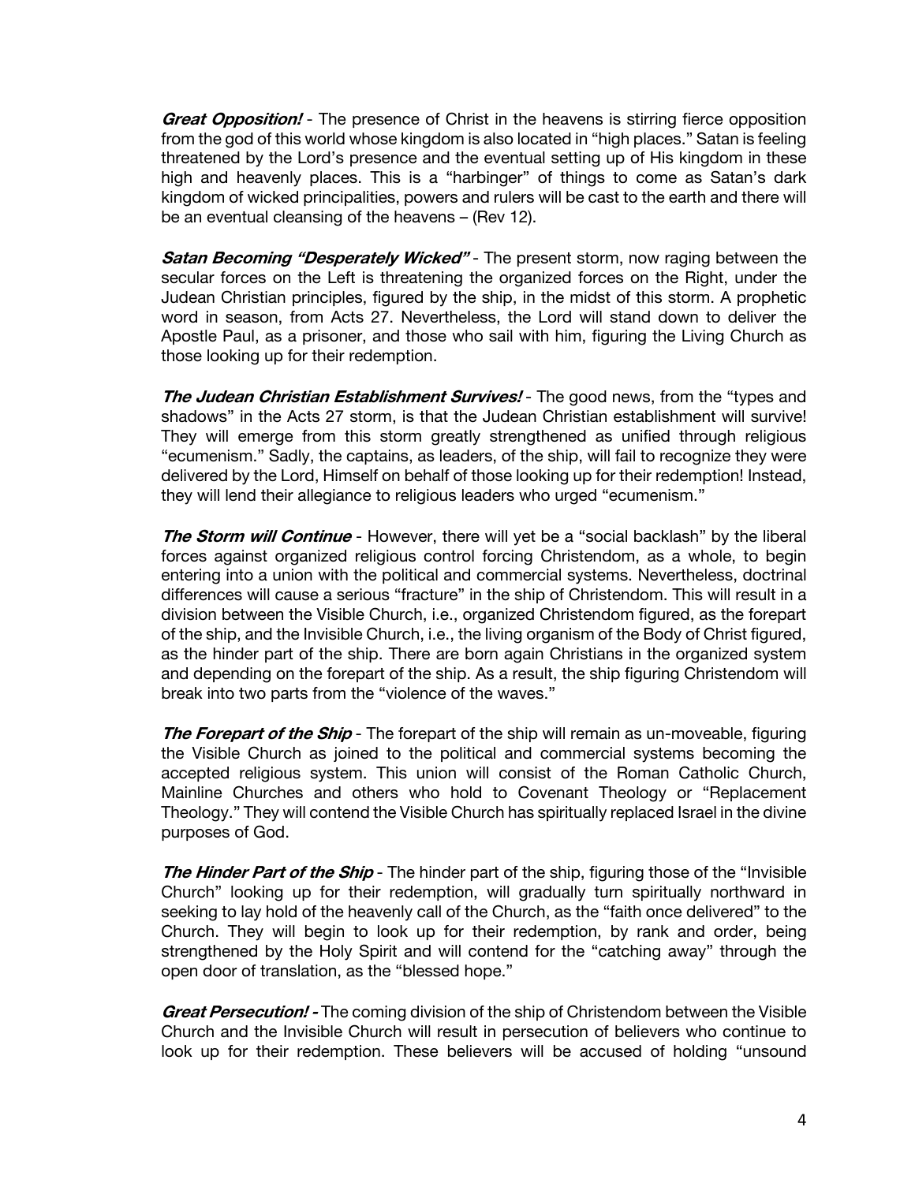***Great Opposition!*** - The presence of Christ in the heavens is stirring fierce opposition from the god of this world whose kingdom is also located in "high places." Satan is feeling threatened by the Lord's presence and the eventual setting up of His kingdom in these high and heavenly places. This is a "harbinger" of things to come as Satan's dark kingdom of wicked principalities, powers and rulers will be cast to the earth and there will be an eventual cleansing of the heavens – (Rev 12).

***Satan Becoming "Desperately Wicked"*** - The present storm, now raging between the secular forces on the Left is threatening the organized forces on the Right, under the Judean Christian principles, figured by the ship, in the midst of this storm. A prophetic word in season, from Acts 27. Nevertheless, the Lord will stand down to deliver the Apostle Paul, as a prisoner, and those who sail with him, figuring the Living Church as those looking up for their redemption.

***The Judean Christian Establishment Survives!*** - The good news, from the "types and shadows" in the Acts 27 storm, is that the Judean Christian establishment will survive! They will emerge from this storm greatly strengthened as unified through religious "ecumenism." Sadly, the captains, as leaders, of the ship, will fail to recognize they were delivered by the Lord, Himself on behalf of those looking up for their redemption! Instead, they will lend their allegiance to religious leaders who urged "ecumenism."

***The Storm will Continue*** - However, there will yet be a "social backlash" by the liberal forces against organized religious control forcing Christendom, as a whole, to begin entering into a union with the political and commercial systems. Nevertheless, doctrinal differences will cause a serious "fracture" in the ship of Christendom. This will result in a division between the Visible Church, i.e., organized Christendom figured, as the forepart of the ship, and the Invisible Church, i.e., the living organism of the Body of Christ figured, as the hinder part of the ship. There are born again Christians in the organized system and depending on the forepart of the ship. As a result, the ship figuring Christendom will break into two parts from the "violence of the waves."

***The Forepart of the Ship*** - The forepart of the ship will remain as un-moveable, figuring the Visible Church as joined to the political and commercial systems becoming the accepted religious system. This union will consist of the Roman Catholic Church, Mainline Churches and others who hold to Covenant Theology or "Replacement Theology." They will contend the Visible Church has spiritually replaced Israel in the divine purposes of God.

***The Hinder Part of the Ship*** - The hinder part of the ship, figuring those of the "Invisible Church" looking up for their redemption, will gradually turn spiritually northward in seeking to lay hold of the heavenly call of the Church, as the "faith once delivered" to the Church. They will begin to look up for their redemption, by rank and order, being strengthened by the Holy Spirit and will contend for the "catching away" through the open door of translation, as the "blessed hope."

***Great Persecution! -*** The coming division of the ship of Christendom between the Visible Church and the Invisible Church will result in persecution of believers who continue to look up for their redemption. These believers will be accused of holding "unsound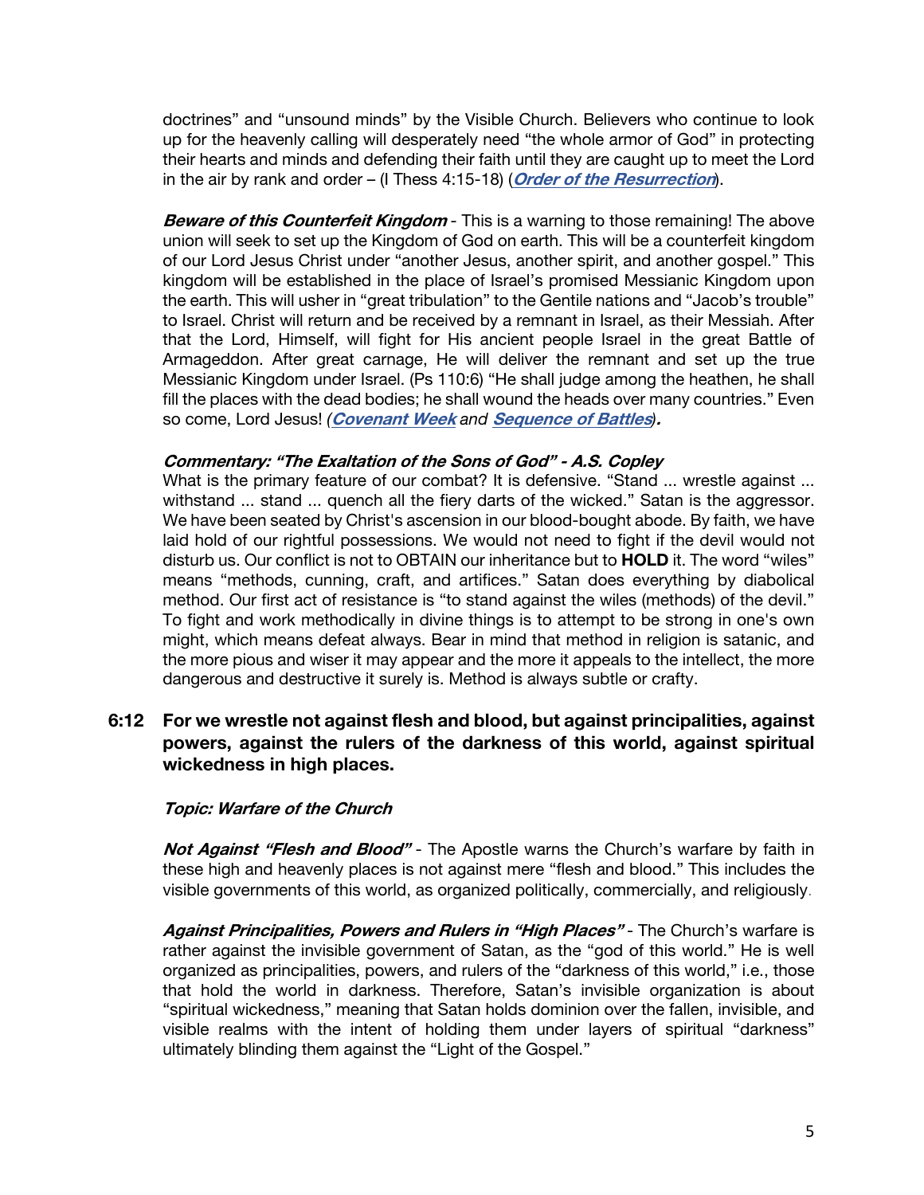doctrines" and "unsound minds" by the Visible Church. Believers who continue to look up for the heavenly calling will desperately need "the whole armor of God" in protecting their hearts and minds and defending their faith until they are caught up to meet the Lord in the air by rank and order – (I Thess 4:15-18) (***Order of the Resurrection***).

***Beware of this Counterfeit Kingdom*** - This is a warning to those remaining! The above union will seek to set up the Kingdom of God on earth. This will be a counterfeit kingdom of our Lord Jesus Christ under "another Jesus, another spirit, and another gospel." This kingdom will be established in the place of Israel's promised Messianic Kingdom upon the earth. This will usher in "great tribulation" to the Gentile nations and "Jacob's trouble" to Israel. Christ will return and be received by a remnant in Israel, as their Messiah. After that the Lord, Himself, will fight for His ancient people Israel in the great Battle of Armageddon. After great carnage, He will deliver the remnant and set up the true Messianic Kingdom under Israel. (Ps 110:6) "He shall judge among the heathen, he shall fill the places with the dead bodies; he shall wound the heads over many countries." Even so come, Lord Jesus! *(**Covenant Week** and **Sequence of Battles**).*

***Commentary: "The Exaltation of the Sons of God" - A.S. Copley***

What is the primary feature of our combat? It is defensive. "Stand ... wrestle against ... withstand ... stand ... quench all the fiery darts of the wicked." Satan is the aggressor. We have been seated by Christ's ascension in our blood-bought abode. By faith, we have laid hold of our rightful possessions. We would not need to fight if the devil would not disturb us. Our conflict is not to OBTAIN our inheritance but to **HOLD** it. The word "wiles" means "methods, cunning, craft, and artifices." Satan does everything by diabolical method. Our first act of resistance is "to stand against the wiles (methods) of the devil." To fight and work methodically in divine things is to attempt to be strong in one's own might, which means defeat always. Bear in mind that method in religion is satanic, and the more pious and wiser it may appear and the more it appeals to the intellect, the more dangerous and destructive it surely is. Method is always subtle or crafty.

**6:12 For we wrestle not against flesh and blood, but against principalities, against powers, against the rulers of the darkness of this world, against spiritual wickedness in high places.**

***Topic: Warfare of the Church***

***Not Against "Flesh and Blood"*** - The Apostle warns the Church's warfare by faith in these high and heavenly places is not against mere "flesh and blood." This includes the visible governments of this world, as organized politically, commercially, and religiously.

***Against Principalities, Powers and Rulers in "High Places"*** - The Church's warfare is rather against the invisible government of Satan, as the "god of this world." He is well organized as principalities, powers, and rulers of the "darkness of this world," i.e., those that hold the world in darkness. Therefore, Satan's invisible organization is about "spiritual wickedness," meaning that Satan holds dominion over the fallen, invisible, and visible realms with the intent of holding them under layers of spiritual "darkness" ultimately blinding them against the "Light of the Gospel."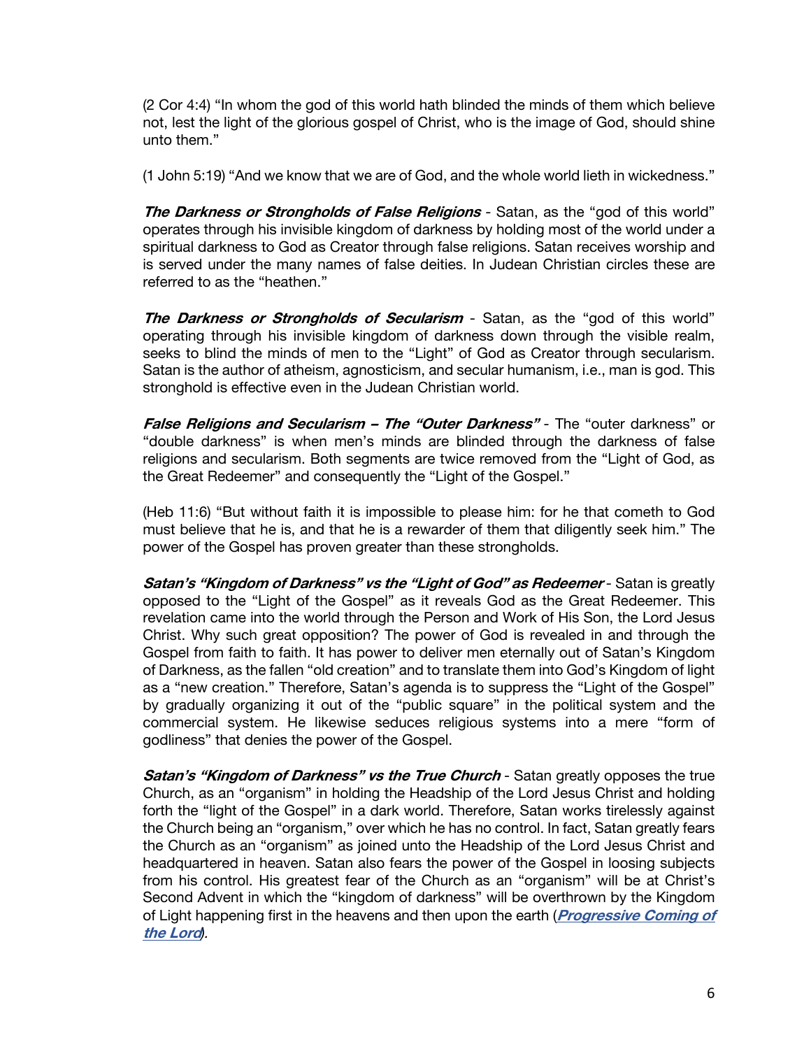(2 Cor 4:4) "In whom the god of this world hath blinded the minds of them which believe not, lest the light of the glorious gospel of Christ, who is the image of God, should shine unto them."

(1 John 5:19) "And we know that we are of God, and the whole world lieth in wickedness."

***The Darkness or Strongholds of False Religions*** - Satan, as the "god of this world" operates through his invisible kingdom of darkness by holding most of the world under a spiritual darkness to God as Creator through false religions. Satan receives worship and is served under the many names of false deities. In Judean Christian circles these are referred to as the "heathen."

***The Darkness or Strongholds of Secularism*** - Satan, as the "god of this world" operating through his invisible kingdom of darkness down through the visible realm, seeks to blind the minds of men to the "Light" of God as Creator through secularism. Satan is the author of atheism, agnosticism, and secular humanism, i.e., man is god. This stronghold is effective even in the Judean Christian world.

***False Religions and Secularism – The "Outer Darkness"*** - The "outer darkness" or "double darkness" is when men's minds are blinded through the darkness of false religions and secularism. Both segments are twice removed from the "Light of God, as the Great Redeemer" and consequently the "Light of the Gospel."

(Heb 11:6) "But without faith it is impossible to please him: for he that cometh to God must believe that he is, and that he is a rewarder of them that diligently seek him." The power of the Gospel has proven greater than these strongholds.

***Satan's "Kingdom of Darkness" vs the "Light of God" as Redeemer*** - Satan is greatly opposed to the "Light of the Gospel" as it reveals God as the Great Redeemer. This revelation came into the world through the Person and Work of His Son, the Lord Jesus Christ. Why such great opposition? The power of God is revealed in and through the Gospel from faith to faith. It has power to deliver men eternally out of Satan's Kingdom of Darkness, as the fallen "old creation" and to translate them into God's Kingdom of light as a "new creation." Therefore, Satan's agenda is to suppress the "Light of the Gospel" by gradually organizing it out of the "public square" in the political system and the commercial system. He likewise seduces religious systems into a mere "form of godliness" that denies the power of the Gospel.

***Satan's "Kingdom of Darkness" vs the True Church*** - Satan greatly opposes the true Church, as an "organism" in holding the Headship of the Lord Jesus Christ and holding forth the "light of the Gospel" in a dark world. Therefore, Satan works tirelessly against the Church being an "organism," over which he has no control. In fact, Satan greatly fears the Church as an "organism" as joined unto the Headship of the Lord Jesus Christ and headquartered in heaven. Satan also fears the power of the Gospel in loosing subjects from his control. His greatest fear of the Church as an "organism" will be at Christ's Second Advent in which the "kingdom of darkness" will be overthrown by the Kingdom of Light happening first in the heavens and then upon the earth (***Progressive Coming of the Lord***).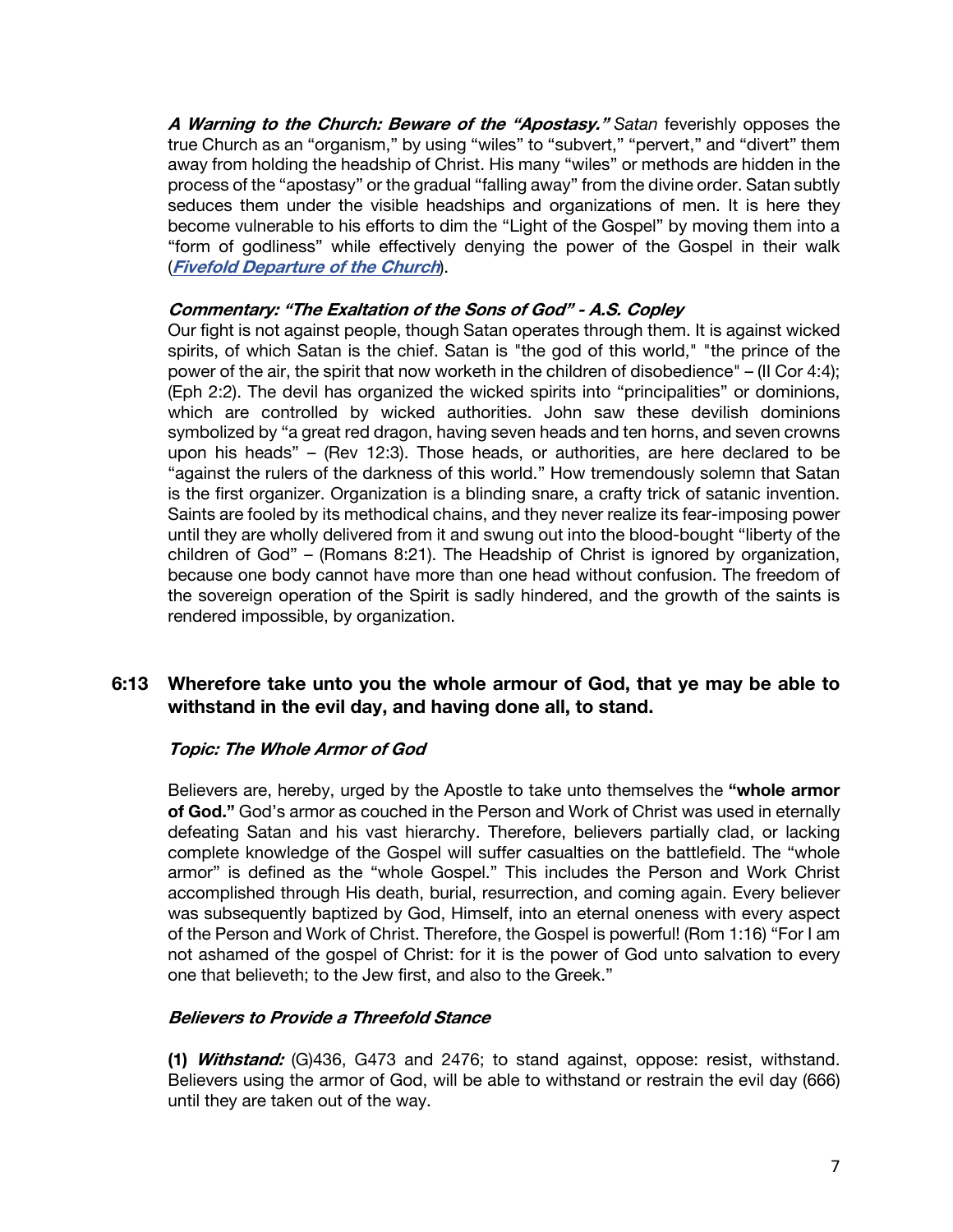***A Warning to the Church: Beware of the "Apostasy."*** *Satan* feverishly opposes the true Church as an "organism," by using "wiles" to "subvert," "pervert," and "divert" them away from holding the headship of Christ. His many "wiles" or methods are hidden in the process of the "apostasy" or the gradual "falling away" from the divine order. Satan subtly seduces them under the visible headships and organizations of men. It is here they become vulnerable to his efforts to dim the "Light of the Gospel" by moving them into a "form of godliness" while effectively denying the power of the Gospel in their walk (***Fivefold Departure of the Church***).

***Commentary: "The Exaltation of the Sons of God" - A.S. Copley***

Our fight is not against people, though Satan operates through them. It is against wicked spirits, of which Satan is the chief. Satan is "the god of this world," "the prince of the power of the air, the spirit that now worketh in the children of disobedience" – (II Cor 4:4); (Eph 2:2). The devil has organized the wicked spirits into "principalities" or dominions, which are controlled by wicked authorities. John saw these devilish dominions symbolized by "a great red dragon, having seven heads and ten horns, and seven crowns upon his heads" – (Rev 12:3). Those heads, or authorities, are here declared to be "against the rulers of the darkness of this world." How tremendously solemn that Satan is the first organizer. Organization is a blinding snare, a crafty trick of satanic invention. Saints are fooled by its methodical chains, and they never realize its fear-imposing power until they are wholly delivered from it and swung out into the blood-bought "liberty of the children of God" – (Romans 8:21). The Headship of Christ is ignored by organization, because one body cannot have more than one head without confusion. The freedom of the sovereign operation of the Spirit is sadly hindered, and the growth of the saints is rendered impossible, by organization.

## 6:13 Wherefore take unto you the whole armour of God, that ye may be able to withstand in the evil day, and having done all, to stand.

***Topic: The Whole Armor of God***

Believers are, hereby, urged by the Apostle to take unto themselves the **"whole armor of God."** God's armor as couched in the Person and Work of Christ was used in eternally defeating Satan and his vast hierarchy. Therefore, believers partially clad, or lacking complete knowledge of the Gospel will suffer casualties on the battlefield. The "whole armor" is defined as the "whole Gospel." This includes the Person and Work Christ accomplished through His death, burial, resurrection, and coming again. Every believer was subsequently baptized by God, Himself, into an eternal oneness with every aspect of the Person and Work of Christ. Therefore, the Gospel is powerful! (Rom 1:16) "For I am not ashamed of the gospel of Christ: for it is the power of God unto salvation to every one that believeth; to the Jew first, and also to the Greek."

***Believers to Provide a Threefold Stance***

**(1)** ***Withstand:*** (G)436, G473 and 2476; to stand against, oppose: resist, withstand. Believers using the armor of God, will be able to withstand or restrain the evil day (666) until they are taken out of the way.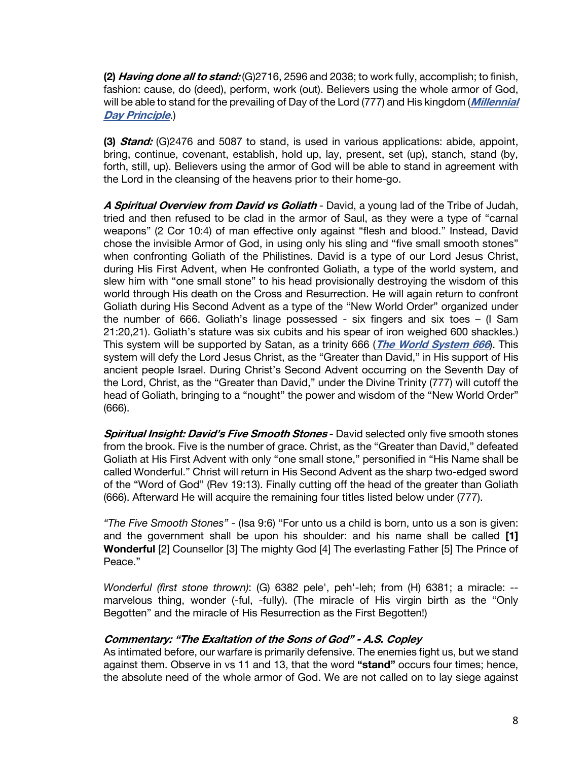**(2)** ***Having done all to stand:*** (G)2716, 2596 and 2038; to work fully, accomplish; to finish, fashion: cause, do (deed), perform, work (out). Believers using the whole armor of God, will be able to stand for the prevailing of Day of the Lord (777) and His kingdom (***Millennial Day Principle***.)

**(3)** ***Stand:*** (G)2476 and 5087 to stand, is used in various applications: abide, appoint, bring, continue, covenant, establish, hold up, lay, present, set (up), stanch, stand (by, forth, still, up). Believers using the armor of God will be able to stand in agreement with the Lord in the cleansing of the heavens prior to their home-go.

***A Spiritual Overview from David vs Goliath*** - David, a young lad of the Tribe of Judah, tried and then refused to be clad in the armor of Saul, as they were a type of "carnal weapons" (2 Cor 10:4) of man effective only against "flesh and blood." Instead, David chose the invisible Armor of God, in using only his sling and "five small smooth stones" when confronting Goliath of the Philistines. David is a type of our Lord Jesus Christ, during His First Advent, when He confronted Goliath, a type of the world system, and slew him with "one small stone" to his head provisionally destroying the wisdom of this world through His death on the Cross and Resurrection. He will again return to confront Goliath during His Second Advent as a type of the "New World Order" organized under the number of 666. Goliath's linage possessed - six fingers and six toes – (I Sam 21:20,21). Goliath's stature was six cubits and his spear of iron weighed 600 shackles.) This system will be supported by Satan, as a trinity 666 (***The World System 666***). This system will defy the Lord Jesus Christ, as the "Greater than David," in His support of His ancient people Israel. During Christ's Second Advent occurring on the Seventh Day of the Lord, Christ, as the "Greater than David," under the Divine Trinity (777) will cutoff the head of Goliath, bringing to a "nought" the power and wisdom of the "New World Order" (666).

***Spiritual Insight: David's Five Smooth Stones*** - David selected only five smooth stones from the brook. Five is the number of grace. Christ, as the "Greater than David," defeated Goliath at His First Advent with only "one small stone," personified in "His Name shall be called Wonderful." Christ will return in His Second Advent as the sharp two-edged sword of the "Word of God" (Rev 19:13). Finally cutting off the head of the greater than Goliath (666). Afterward He will acquire the remaining four titles listed below under (777).

*"The Five Smooth Stones"* - (Isa 9:6) "For unto us a child is born, unto us a son is given: and the government shall be upon his shoulder: and his name shall be called **[1] Wonderful** [2] Counsellor [3] The mighty God [4] The everlasting Father [5] The Prince of Peace."

*Wonderful (first stone thrown)*: (G) 6382 pele', peh'-leh; from (H) 6381; a miracle: -- marvelous thing, wonder (-ful, -fully). (The miracle of His virgin birth as the "Only Begotten" and the miracle of His Resurrection as the First Begotten!)

***Commentary: "The Exaltation of the Sons of God" - A.S. Copley***

As intimated before, our warfare is primarily defensive. The enemies fight us, but we stand against them. Observe in vs 11 and 13, that the word **"stand"** occurs four times; hence, the absolute need of the whole armor of God. We are not called on to lay siege against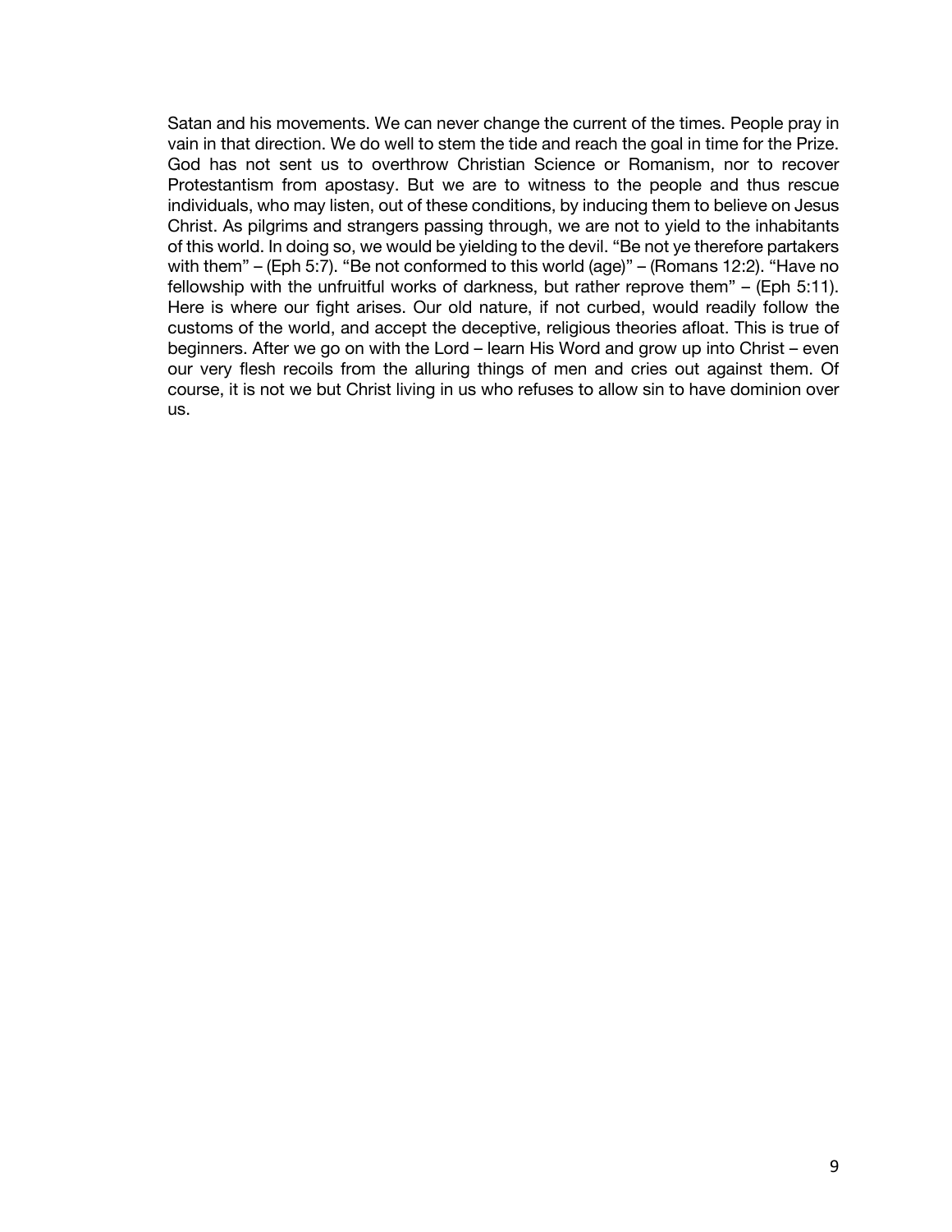Satan and his movements. We can never change the current of the times. People pray in vain in that direction. We do well to stem the tide and reach the goal in time for the Prize. God has not sent us to overthrow Christian Science or Romanism, nor to recover Protestantism from apostasy. But we are to witness to the people and thus rescue individuals, who may listen, out of these conditions, by inducing them to believe on Jesus Christ. As pilgrims and strangers passing through, we are not to yield to the inhabitants of this world. In doing so, we would be yielding to the devil. "Be not ye therefore partakers with them" – (Eph 5:7). "Be not conformed to this world (age)" – (Romans 12:2). "Have no fellowship with the unfruitful works of darkness, but rather reprove them" – (Eph 5:11). Here is where our fight arises. Our old nature, if not curbed, would readily follow the customs of the world, and accept the deceptive, religious theories afloat. This is true of beginners. After we go on with the Lord – learn His Word and grow up into Christ – even our very flesh recoils from the alluring things of men and cries out against them. Of course, it is not we but Christ living in us who refuses to allow sin to have dominion over us.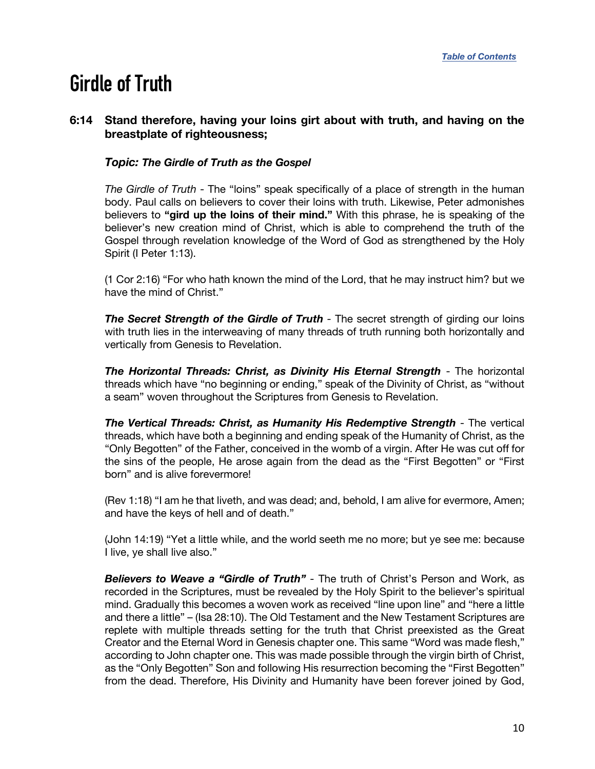[Table of Contents](#)

# Girdle of Truth

**6:14 Stand therefore, having your loins girt about with truth, and having on the breastplate of righteousness;**

***Topic: The Girdle of Truth as the Gospel***

*The Girdle of Truth* - The "loins" speak specifically of a place of strength in the human body. Paul calls on believers to cover their loins with truth. Likewise, Peter admonishes believers to **"gird up the loins of their mind."** With this phrase, he is speaking of the believer's new creation mind of Christ, which is able to comprehend the truth of the Gospel through revelation knowledge of the Word of God as strengthened by the Holy Spirit (I Peter 1:13).

(1 Cor 2:16) "For who hath known the mind of the Lord, that he may instruct him? but we have the mind of Christ."

***The Secret Strength of the Girdle of Truth*** - The secret strength of girding our loins with truth lies in the interweaving of many threads of truth running both horizontally and vertically from Genesis to Revelation.

***The Horizontal Threads: Christ, as Divinity His Eternal Strength*** - The horizontal threads which have "no beginning or ending," speak of the Divinity of Christ, as "without a seam" woven throughout the Scriptures from Genesis to Revelation.

***The Vertical Threads: Christ, as Humanity His Redemptive Strength*** - The vertical threads, which have both a beginning and ending speak of the Humanity of Christ, as the "Only Begotten" of the Father, conceived in the womb of a virgin. After He was cut off for the sins of the people, He arose again from the dead as the "First Begotten" or "First born" and is alive forevermore!

(Rev 1:18) "I am he that liveth, and was dead; and, behold, I am alive for evermore, Amen; and have the keys of hell and of death."

(John 14:19) "Yet a little while, and the world seeth me no more; but ye see me: because I live, ye shall live also."

***Believers to Weave a "Girdle of Truth"*** - The truth of Christ's Person and Work, as recorded in the Scriptures, must be revealed by the Holy Spirit to the believer's spiritual mind. Gradually this becomes a woven work as received "line upon line" and "here a little and there a little" – (Isa 28:10). The Old Testament and the New Testament Scriptures are replete with multiple threads setting for the truth that Christ preexisted as the Great Creator and the Eternal Word in Genesis chapter one. This same "Word was made flesh," according to John chapter one. This was made possible through the virgin birth of Christ, as the "Only Begotten" Son and following His resurrection becoming the "First Begotten" from the dead. Therefore, His Divinity and Humanity have been forever joined by God,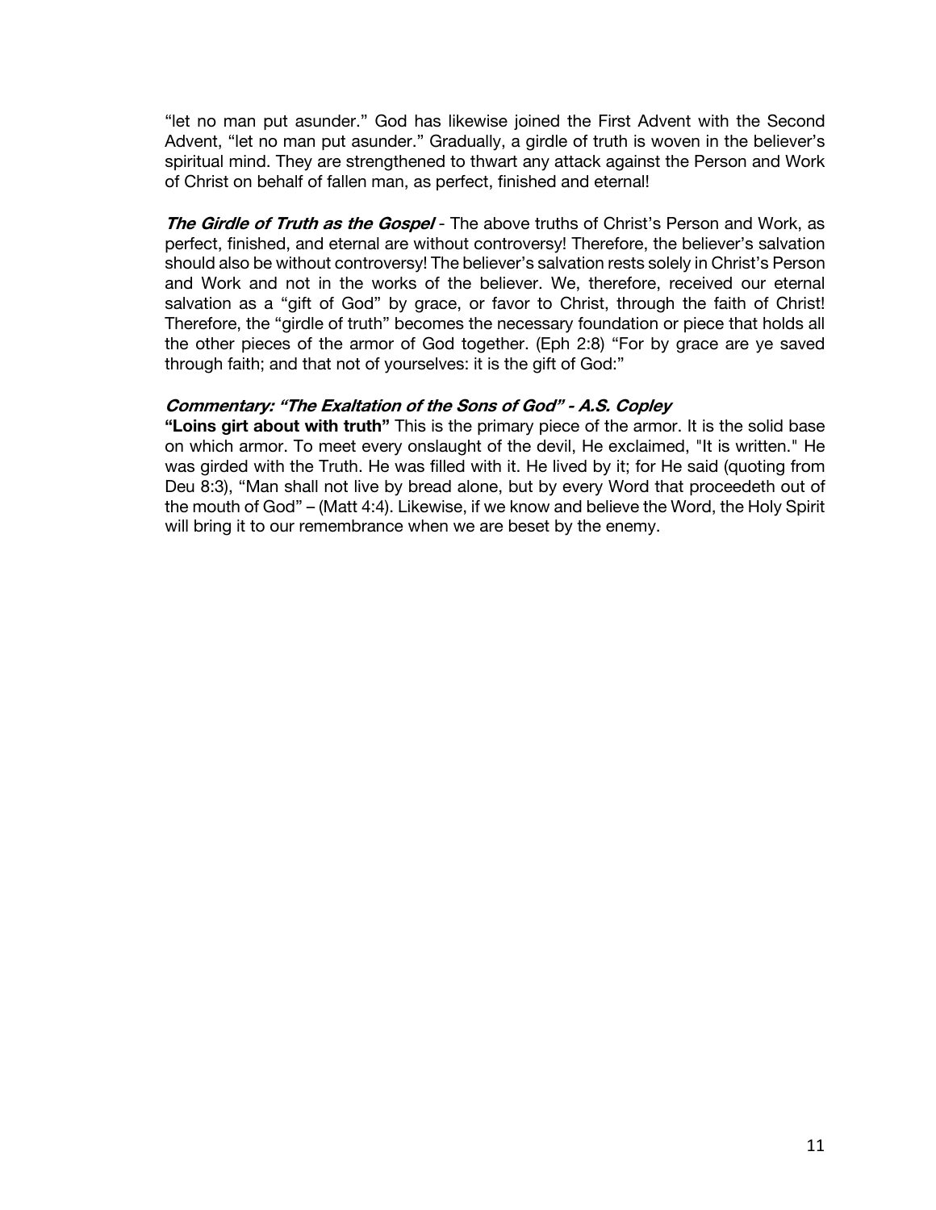"let no man put asunder." God has likewise joined the First Advent with the Second Advent, "let no man put asunder." Gradually, a girdle of truth is woven in the believer's spiritual mind. They are strengthened to thwart any attack against the Person and Work of Christ on behalf of fallen man, as perfect, finished and eternal!

***The Girdle of Truth as the Gospel*** - The above truths of Christ's Person and Work, as perfect, finished, and eternal are without controversy! Therefore, the believer's salvation should also be without controversy! The believer's salvation rests solely in Christ's Person and Work and not in the works of the believer. We, therefore, received our eternal salvation as a "gift of God" by grace, or favor to Christ, through the faith of Christ! Therefore, the "girdle of truth" becomes the necessary foundation or piece that holds all the other pieces of the armor of God together. (Eph 2:8) "For by grace are ye saved through faith; and that not of yourselves: it is the gift of God:"

***Commentary: "The Exaltation of the Sons of God" - A.S. Copley***

**"Loins girt about with truth"** This is the primary piece of the armor. It is the solid base on which armor. To meet every onslaught of the devil, He exclaimed, "It is written." He was girded with the Truth. He was filled with it. He lived by it; for He said (quoting from Deu 8:3), "Man shall not live by bread alone, but by every Word that proceedeth out of the mouth of God" – (Matt 4:4). Likewise, if we know and believe the Word, the Holy Spirit will bring it to our remembrance when we are beset by the enemy.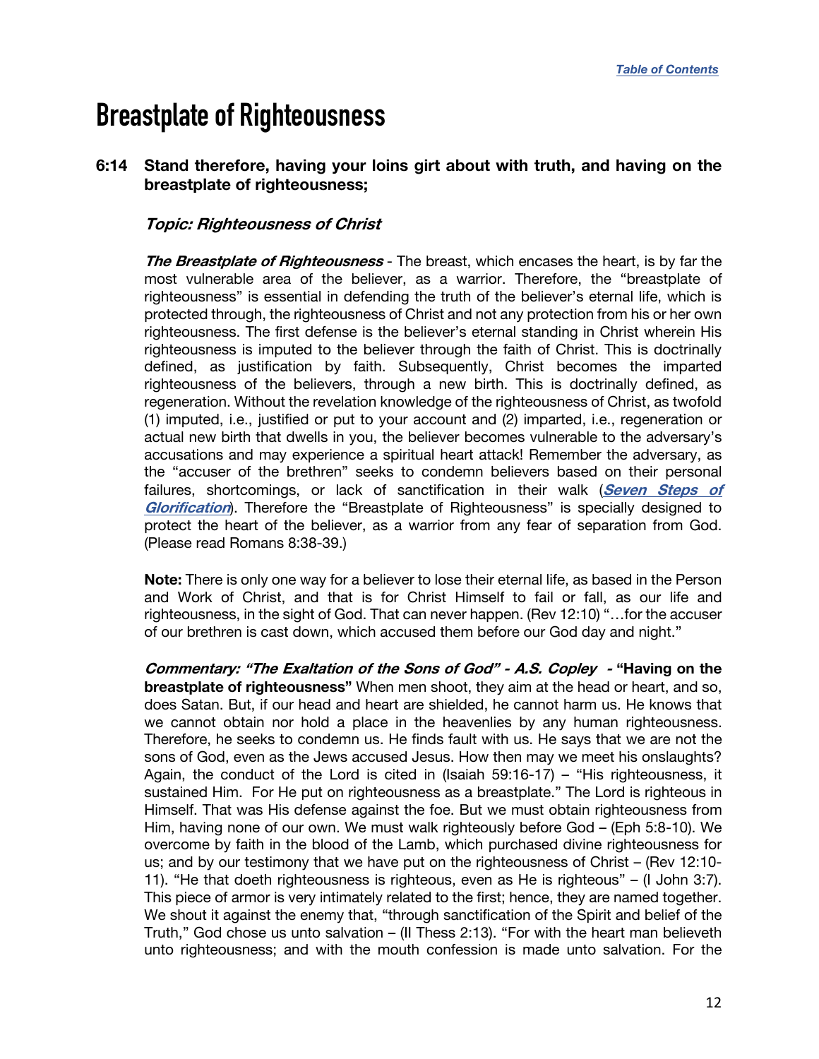*[Table of Contents](#)*

# Breastplate of Righteousness

**6:14 Stand therefore, having your loins girt about with truth, and having on the breastplate of righteousness;**

### *Topic: Righteousness of Christ*

***The Breastplate of Righteousness*** - The breast, which encases the heart, is by far the most vulnerable area of the believer, as a warrior. Therefore, the "breastplate of righteousness" is essential in defending the truth of the believer's eternal life, which is protected through, the righteousness of Christ and not any protection from his or her own righteousness. The first defense is the believer's eternal standing in Christ wherein His righteousness is imputed to the believer through the faith of Christ. This is doctrinally defined, as justification by faith. Subsequently, Christ becomes the imparted righteousness of the believers, through a new birth. This is doctrinally defined, as regeneration. Without the revelation knowledge of the righteousness of Christ, as twofold (1) imputed, i.e., justified or put to your account and (2) imparted, i.e., regeneration or actual new birth that dwells in you, the believer becomes vulnerable to the adversary's accusations and may experience a spiritual heart attack! Remember the adversary, as the "accuser of the brethren" seeks to condemn believers based on their personal failures, shortcomings, or lack of sanctification in their walk ([***Seven Steps of Glorification***](#)). Therefore the "Breastplate of Righteousness" is specially designed to protect the heart of the believer, as a warrior from any fear of separation from God. (Please read Romans 8:38-39.)

**Note:** There is only one way for a believer to lose their eternal life, as based in the Person and Work of Christ, and that is for Christ Himself to fail or fall, as our life and righteousness, in the sight of God. That can never happen. (Rev 12:10) "…for the accuser of our brethren is cast down, which accused them before our God day and night."

***Commentary: "The Exaltation of the Sons of God" - A.S. Copley*** **- "Having on the breastplate of righteousness"** When men shoot, they aim at the head or heart, and so, does Satan. But, if our head and heart are shielded, he cannot harm us. He knows that we cannot obtain nor hold a place in the heavenlies by any human righteousness. Therefore, he seeks to condemn us. He finds fault with us. He says that we are not the sons of God, even as the Jews accused Jesus. How then may we meet his onslaughts? Again, the conduct of the Lord is cited in (Isaiah 59:16-17) – "His righteousness, it sustained Him. For He put on righteousness as a breastplate." The Lord is righteous in Himself. That was His defense against the foe. But we must obtain righteousness from Him, having none of our own. We must walk righteously before God – (Eph 5:8-10). We overcome by faith in the blood of the Lamb, which purchased divine righteousness for us; and by our testimony that we have put on the righteousness of Christ – (Rev 12:10-11). "He that doeth righteousness is righteous, even as He is righteous" – (I John 3:7). This piece of armor is very intimately related to the first; hence, they are named together. We shout it against the enemy that, "through sanctification of the Spirit and belief of the Truth," God chose us unto salvation – (II Thess 2:13). "For with the heart man believeth unto righteousness; and with the mouth confession is made unto salvation. For the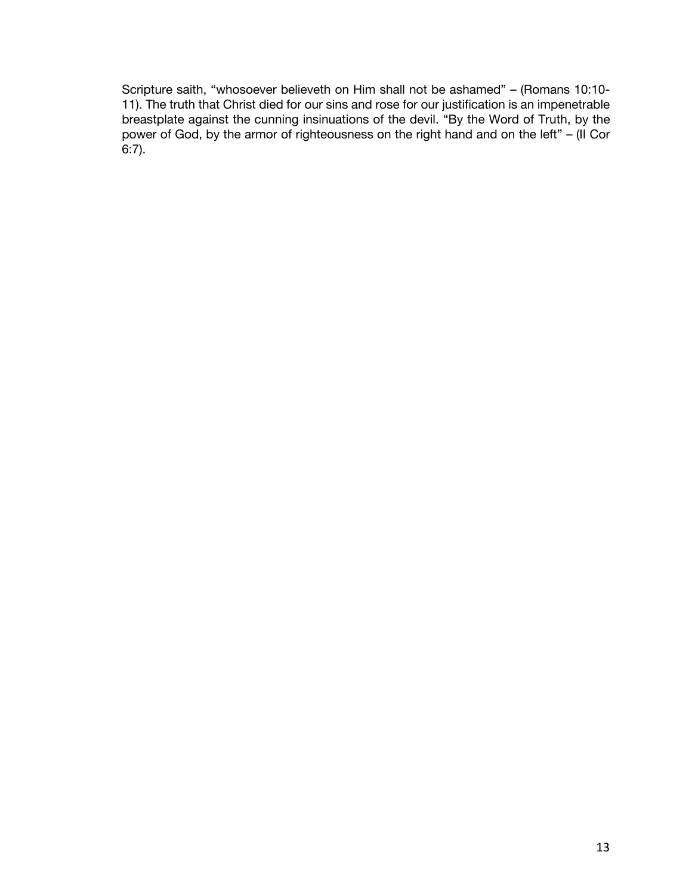Scripture saith, "whosoever believeth on Him shall not be ashamed" – (Romans 10:10-11). The truth that Christ died for our sins and rose for our justification is an impenetrable breastplate against the cunning insinuations of the devil. "By the Word of Truth, by the power of God, by the armor of righteousness on the right hand and on the left" – (II Cor 6:7).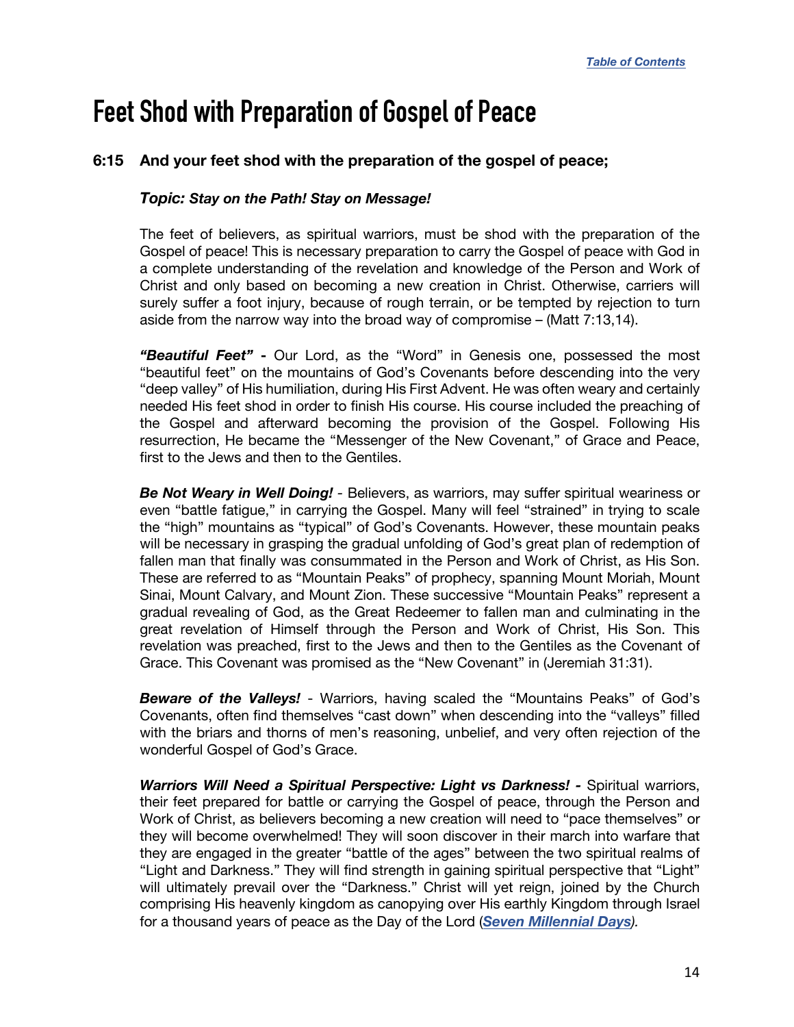[*Table of Contents*]

# Feet Shod with Preparation of Gospel of Peace

### 6:15 And your feet shod with the preparation of the gospel of peace;

***Topic: Stay on the Path! Stay on Message!***

The feet of believers, as spiritual warriors, must be shod with the preparation of the Gospel of peace! This is necessary preparation to carry the Gospel of peace with God in a complete understanding of the revelation and knowledge of the Person and Work of Christ and only based on becoming a new creation in Christ. Otherwise, carriers will surely suffer a foot injury, because of rough terrain, or be tempted by rejection to turn aside from the narrow way into the broad way of compromise – (Matt 7:13,14).

***"Beautiful Feet" -*** Our Lord, as the "Word" in Genesis one, possessed the most "beautiful feet" on the mountains of God's Covenants before descending into the very "deep valley" of His humiliation, during His First Advent. He was often weary and certainly needed His feet shod in order to finish His course. His course included the preaching of the Gospel and afterward becoming the provision of the Gospel. Following His resurrection, He became the "Messenger of the New Covenant," of Grace and Peace, first to the Jews and then to the Gentiles.

***Be Not Weary in Well Doing!*** - Believers, as warriors, may suffer spiritual weariness or even "battle fatigue," in carrying the Gospel. Many will feel "strained" in trying to scale the "high" mountains as "typical" of God's Covenants. However, these mountain peaks will be necessary in grasping the gradual unfolding of God's great plan of redemption of fallen man that finally was consummated in the Person and Work of Christ, as His Son. These are referred to as "Mountain Peaks" of prophecy, spanning Mount Moriah, Mount Sinai, Mount Calvary, and Mount Zion. These successive "Mountain Peaks" represent a gradual revealing of God, as the Great Redeemer to fallen man and culminating in the great revelation of Himself through the Person and Work of Christ, His Son. This revelation was preached, first to the Jews and then to the Gentiles as the Covenant of Grace. This Covenant was promised as the "New Covenant" in (Jeremiah 31:31).

***Beware of the Valleys!*** - Warriors, having scaled the "Mountains Peaks" of God's Covenants, often find themselves "cast down" when descending into the "valleys" filled with the briars and thorns of men's reasoning, unbelief, and very often rejection of the wonderful Gospel of God's Grace.

***Warriors Will Need a Spiritual Perspective: Light vs Darkness! -*** Spiritual warriors, their feet prepared for battle or carrying the Gospel of peace, through the Person and Work of Christ, as believers becoming a new creation will need to "pace themselves" or they will become overwhelmed! They will soon discover in their march into warfare that they are engaged in the greater "battle of the ages" between the two spiritual realms of "Light and Darkness." They will find strength in gaining spiritual perspective that "Light" will ultimately prevail over the "Darkness." Christ will yet reign, joined by the Church comprising His heavenly kingdom as canopying over His earthly Kingdom through Israel for a thousand years of peace as the Day of the Lord (***Seven Millennial Days****)*.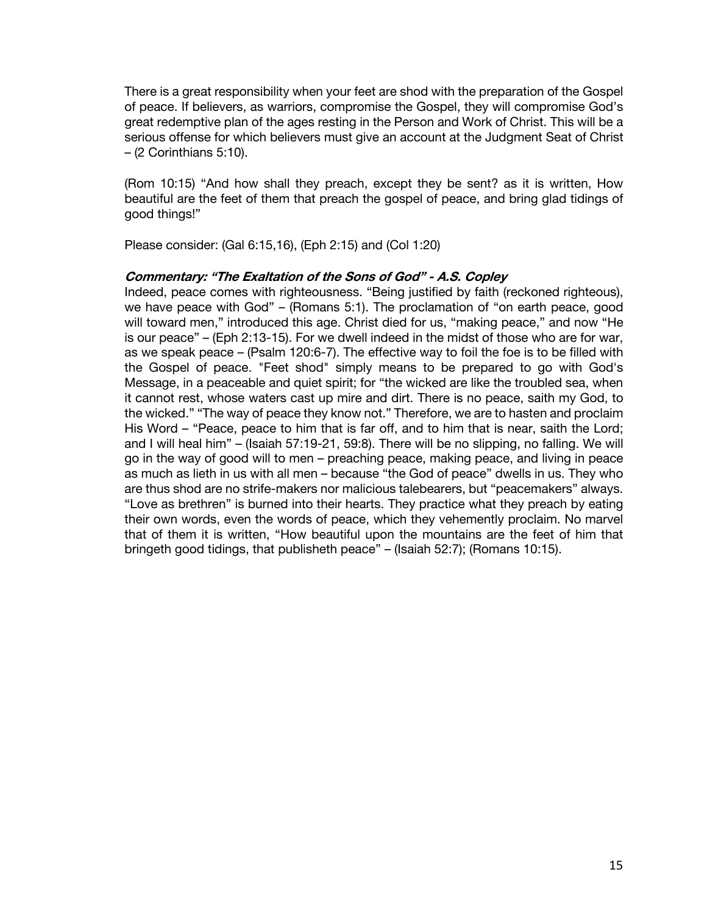There is a great responsibility when your feet are shod with the preparation of the Gospel of peace. If believers, as warriors, compromise the Gospel, they will compromise God's great redemptive plan of the ages resting in the Person and Work of Christ. This will be a serious offense for which believers must give an account at the Judgment Seat of Christ – (2 Corinthians 5:10).

(Rom 10:15) "And how shall they preach, except they be sent? as it is written, How beautiful are the feet of them that preach the gospel of peace, and bring glad tidings of good things!"

Please consider: (Gal 6:15,16), (Eph 2:15) and (Col 1:20)

***Commentary: "The Exaltation of the Sons of God" - A.S. Copley***

Indeed, peace comes with righteousness. "Being justified by faith (reckoned righteous), we have peace with God" – (Romans 5:1). The proclamation of "on earth peace, good will toward men," introduced this age. Christ died for us, "making peace," and now "He is our peace" – (Eph 2:13-15). For we dwell indeed in the midst of those who are for war, as we speak peace – (Psalm 120:6-7). The effective way to foil the foe is to be filled with the Gospel of peace. "Feet shod" simply means to be prepared to go with God's Message, in a peaceable and quiet spirit; for "the wicked are like the troubled sea, when it cannot rest, whose waters cast up mire and dirt. There is no peace, saith my God, to the wicked." "The way of peace they know not." Therefore, we are to hasten and proclaim His Word – "Peace, peace to him that is far off, and to him that is near, saith the Lord; and I will heal him" – (Isaiah 57:19-21, 59:8). There will be no slipping, no falling. We will go in the way of good will to men – preaching peace, making peace, and living in peace as much as lieth in us with all men – because "the God of peace" dwells in us. They who are thus shod are no strife-makers nor malicious talebearers, but "peacemakers" always. "Love as brethren" is burned into their hearts. They practice what they preach by eating their own words, even the words of peace, which they vehemently proclaim. No marvel that of them it is written, "How beautiful upon the mountains are the feet of him that bringeth good tidings, that publisheth peace" – (Isaiah 52:7); (Romans 10:15).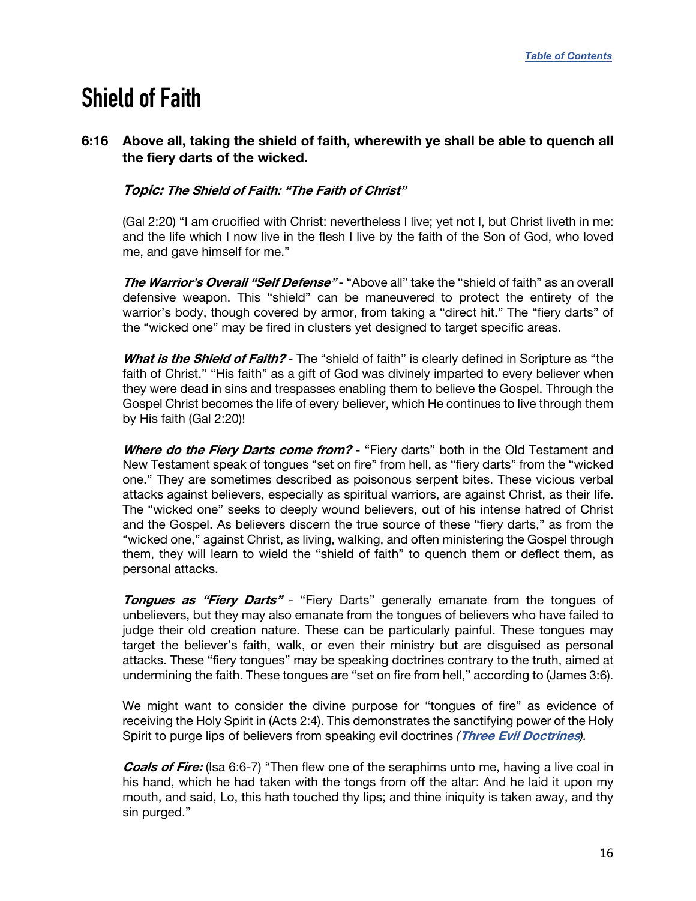# Shield of Faith

**6:16 Above all, taking the shield of faith, wherewith ye shall be able to quench all the fiery darts of the wicked.**

***Topic: The Shield of Faith: "The Faith of Christ"***

(Gal 2:20) "I am crucified with Christ: nevertheless I live; yet not I, but Christ liveth in me: and the life which I now live in the flesh I live by the faith of the Son of God, who loved me, and gave himself for me."

***The Warrior's Overall "Self Defense"*** - "Above all" take the "shield of faith" as an overall defensive weapon. This "shield" can be maneuvered to protect the entirety of the warrior's body, though covered by armor, from taking a "direct hit." The "fiery darts" of the "wicked one" may be fired in clusters yet designed to target specific areas.

***What is the Shield of Faith?*** **-** The "shield of faith" is clearly defined in Scripture as "the faith of Christ." "His faith" as a gift of God was divinely imparted to every believer when they were dead in sins and trespasses enabling them to believe the Gospel. Through the Gospel Christ becomes the life of every believer, which He continues to live through them by His faith (Gal 2:20)!

***Where do the Fiery Darts come from?*** **-** "Fiery darts" both in the Old Testament and New Testament speak of tongues "set on fire" from hell, as "fiery darts" from the "wicked one." They are sometimes described as poisonous serpent bites. These vicious verbal attacks against believers, especially as spiritual warriors, are against Christ, as their life. The "wicked one" seeks to deeply wound believers, out of his intense hatred of Christ and the Gospel. As believers discern the true source of these "fiery darts," as from the "wicked one," against Christ, as living, walking, and often ministering the Gospel through them, they will learn to wield the "shield of faith" to quench them or deflect them, as personal attacks.

***Tongues as "Fiery Darts"*** - "Fiery Darts" generally emanate from the tongues of unbelievers, but they may also emanate from the tongues of believers who have failed to judge their old creation nature. These can be particularly painful. These tongues may target the believer's faith, walk, or even their ministry but are disguised as personal attacks. These "fiery tongues" may be speaking doctrines contrary to the truth, aimed at undermining the faith. These tongues are "set on fire from hell," according to (James 3:6).

We might want to consider the divine purpose for "tongues of fire" as evidence of receiving the Holy Spirit in (Acts 2:4). This demonstrates the sanctifying power of the Holy Spirit to purge lips of believers from speaking evil doctrines *(**Three Evil Doctrines**).*

***Coals of Fire:*** (Isa 6:6-7) "Then flew one of the seraphims unto me, having a live coal in his hand, which he had taken with the tongs from off the altar: And he laid it upon my mouth, and said, Lo, this hath touched thy lips; and thine iniquity is taken away, and thy sin purged."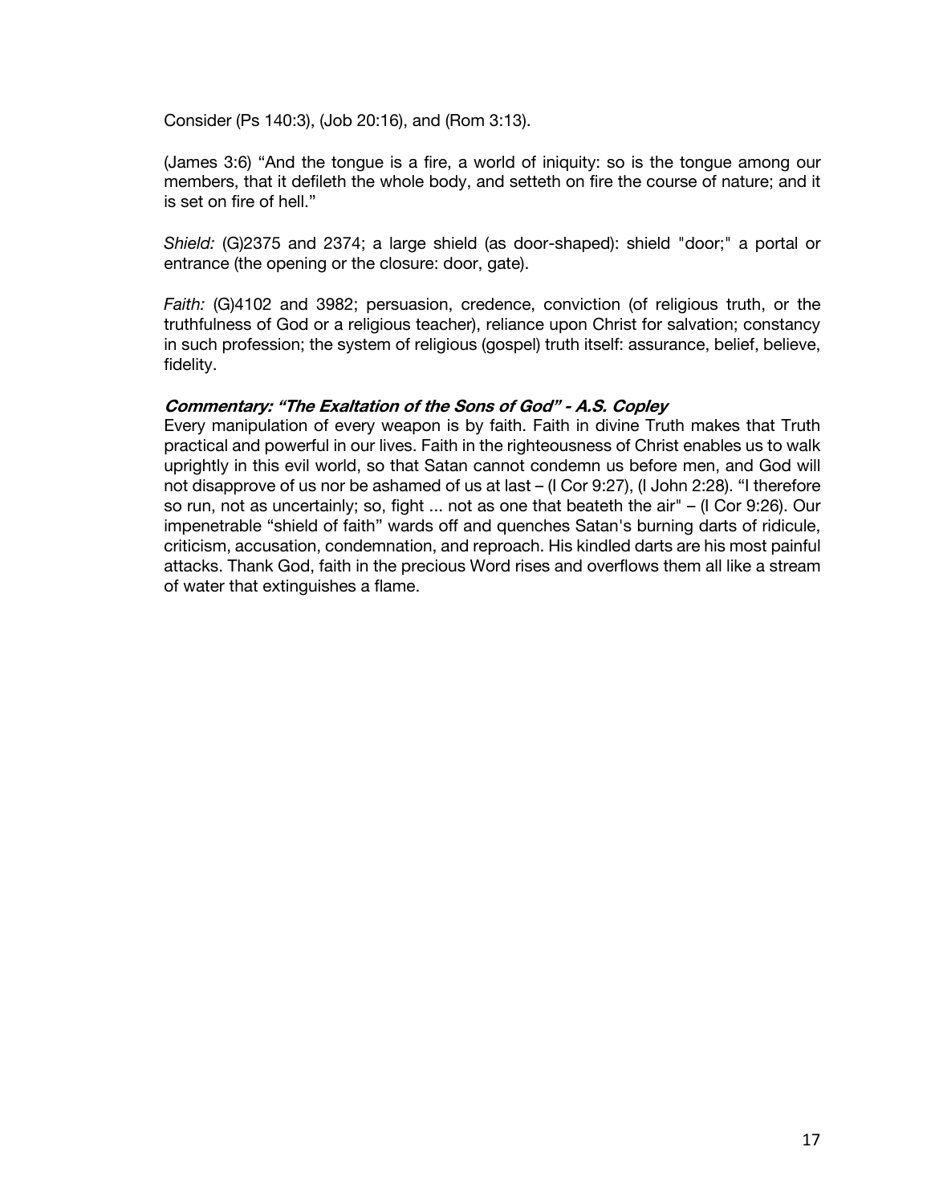Consider (Ps 140:3), (Job 20:16), and (Rom 3:13).

(James 3:6) "And the tongue is a fire, a world of iniquity: so is the tongue among our members, that it defileth the whole body, and setteth on fire the course of nature; and it is set on fire of hell."

*Shield:* (G)2375 and 2374; a large shield (as door-shaped): shield "door;" a portal or entrance (the opening or the closure: door, gate).

*Faith:* (G)4102 and 3982; persuasion, credence, conviction (of religious truth, or the truthfulness of God or a religious teacher), reliance upon Christ for salvation; constancy in such profession; the system of religious (gospel) truth itself: assurance, belief, believe, fidelity.

***Commentary: "The Exaltation of the Sons of God" - A.S. Copley***

Every manipulation of every weapon is by faith. Faith in divine Truth makes that Truth practical and powerful in our lives. Faith in the righteousness of Christ enables us to walk uprightly in this evil world, so that Satan cannot condemn us before men, and God will not disapprove of us nor be ashamed of us at last – (I Cor 9:27), (I John 2:28). "I therefore so run, not as uncertainly; so, fight ... not as one that beateth the air" – (I Cor 9:26). Our impenetrable "shield of faith" wards off and quenches Satan's burning darts of ridicule, criticism, accusation, condemnation, and reproach. His kindled darts are his most painful attacks. Thank God, faith in the precious Word rises and overflows them all like a stream of water that extinguishes a flame.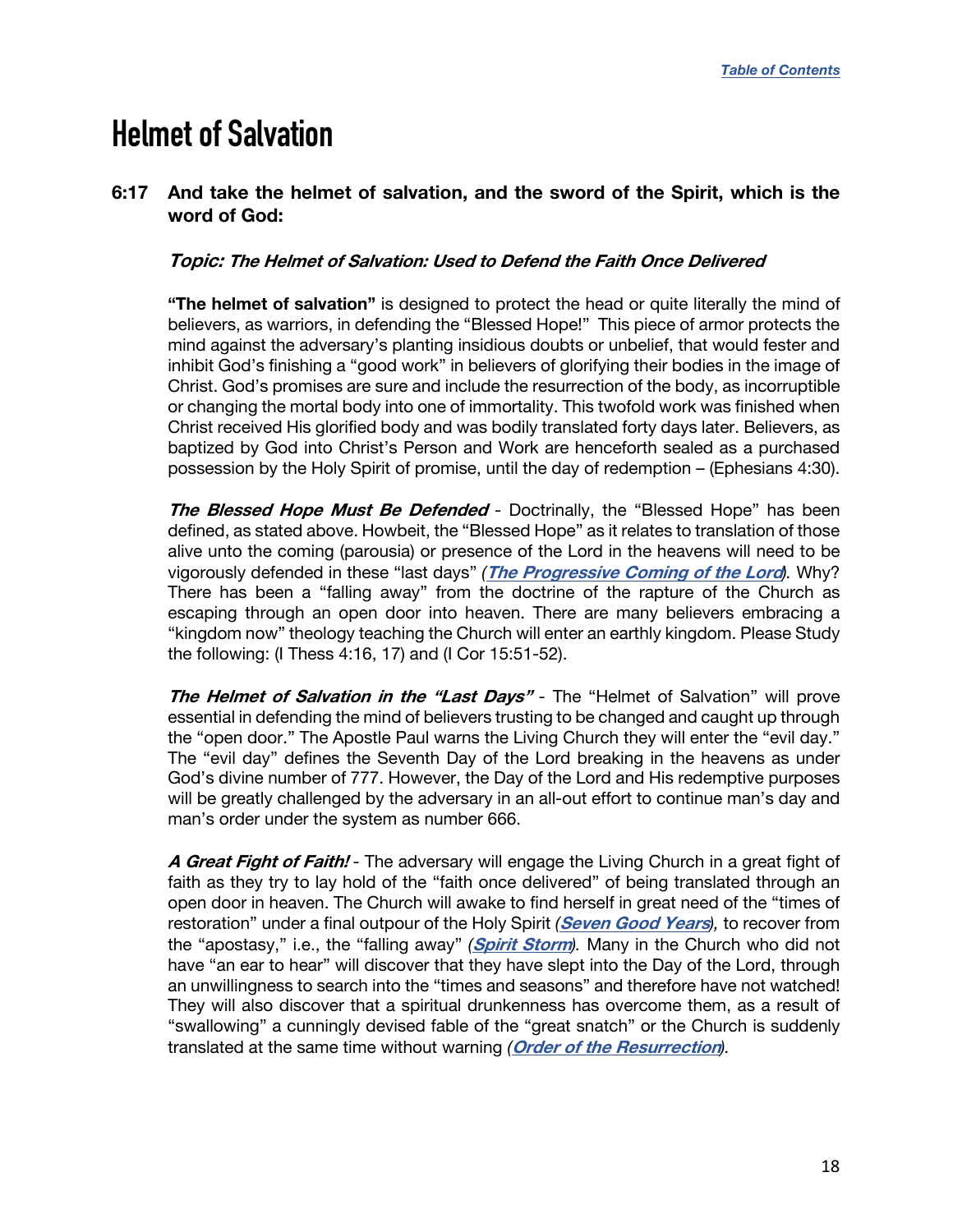# Helmet of Salvation

**6:17 And take the helmet of salvation, and the sword of the Spirit, which is the word of God:**

***Topic: The Helmet of Salvation: Used to Defend the Faith Once Delivered***

**"The helmet of salvation"** is designed to protect the head or quite literally the mind of believers, as warriors, in defending the "Blessed Hope!" This piece of armor protects the mind against the adversary's planting insidious doubts or unbelief, that would fester and inhibit God's finishing a "good work" in believers of glorifying their bodies in the image of Christ. God's promises are sure and include the resurrection of the body, as incorruptible or changing the mortal body into one of immortality. This twofold work was finished when Christ received His glorified body and was bodily translated forty days later. Believers, as baptized by God into Christ's Person and Work are henceforth sealed as a purchased possession by the Holy Spirit of promise, until the day of redemption – (Ephesians 4:30).

***The Blessed Hope Must Be Defended*** - Doctrinally, the "Blessed Hope" has been defined, as stated above. Howbeit, the "Blessed Hope" as it relates to translation of those alive unto the coming (parousia) or presence of the Lord in the heavens will need to be vigorously defended in these "last days" *(**The Progressive Coming of the Lord**)*. Why? There has been a "falling away" from the doctrine of the rapture of the Church as escaping through an open door into heaven. There are many believers embracing a "kingdom now" theology teaching the Church will enter an earthly kingdom. Please Study the following: (I Thess 4:16, 17) and (I Cor 15:51-52).

***The Helmet of Salvation in the "Last Days"*** - The "Helmet of Salvation" will prove essential in defending the mind of believers trusting to be changed and caught up through the "open door." The Apostle Paul warns the Living Church they will enter the "evil day." The "evil day" defines the Seventh Day of the Lord breaking in the heavens as under God's divine number of 777. However, the Day of the Lord and His redemptive purposes will be greatly challenged by the adversary in an all-out effort to continue man's day and man's order under the system as number 666.

***A Great Fight of Faith!*** - The adversary will engage the Living Church in a great fight of faith as they try to lay hold of the "faith once delivered" of being translated through an open door in heaven. The Church will awake to find herself in great need of the "times of restoration" under a final outpour of the Holy Spirit *(**Seven Good Years**)*, to recover from the "apostasy," i.e., the "falling away" *(**Spirit Storm**)*. Many in the Church who did not have "an ear to hear" will discover that they have slept into the Day of the Lord, through an unwillingness to search into the "times and seasons" and therefore have not watched! They will also discover that a spiritual drunkenness has overcome them, as a result of "swallowing" a cunningly devised fable of the "great snatch" or the Church is suddenly translated at the same time without warning *(**Order of the Resurrection**)*.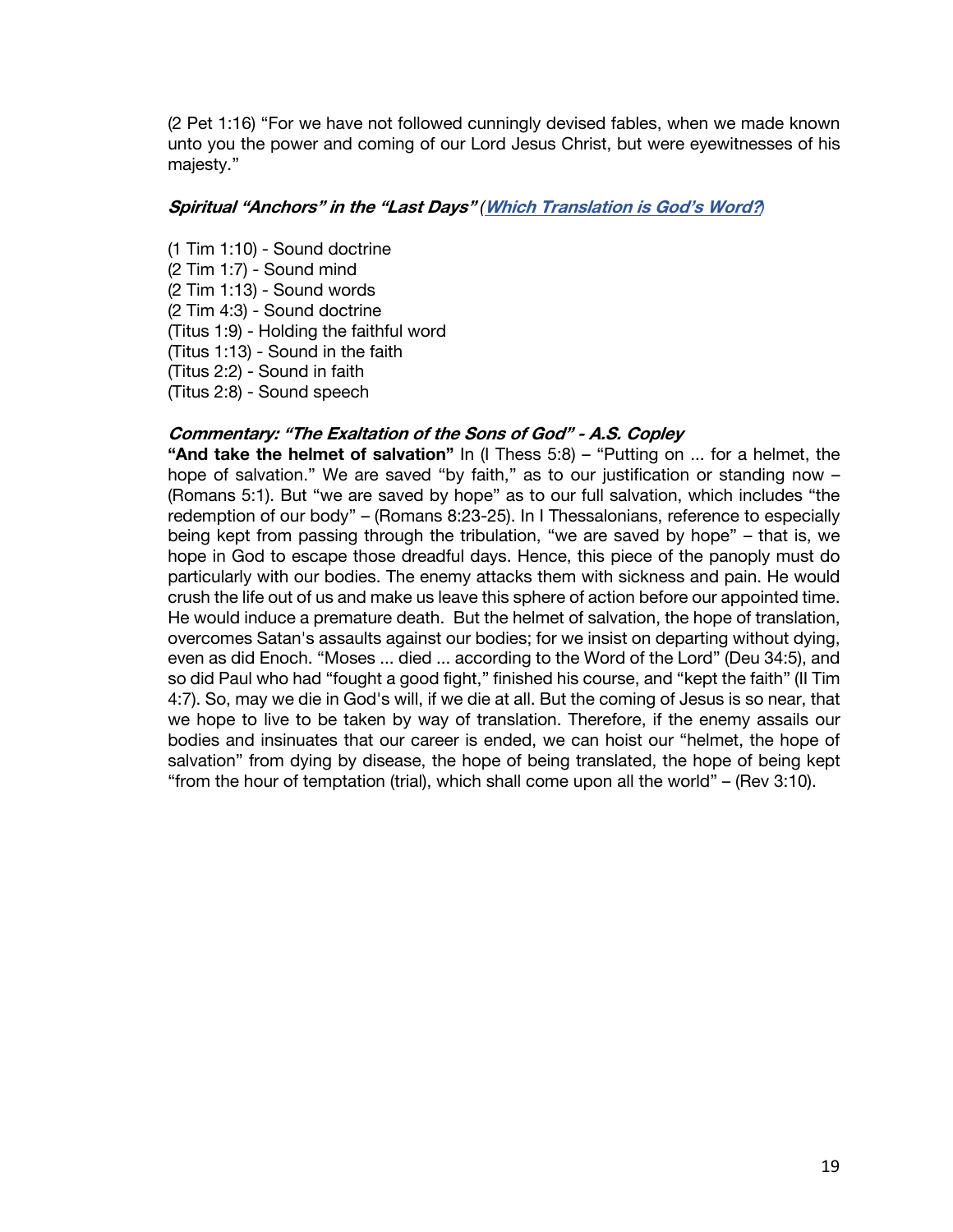(2 Pet 1:16) "For we have not followed cunningly devised fables, when we made known unto you the power and coming of our Lord Jesus Christ, but were eyewitnesses of his majesty."

***Spiritual "Anchors" in the "Last Days"*** *(**[Which Translation is God's Word?](#)**)*

(1 Tim 1:10) - Sound doctrine
(2 Tim 1:7) - Sound mind
(2 Tim 1:13) - Sound words
(2 Tim 4:3) - Sound doctrine
(Titus 1:9) - Holding the faithful word
(Titus 1:13) - Sound in the faith
(Titus 2:2) - Sound in faith
(Titus 2:8) - Sound speech

***Commentary: "The Exaltation of the Sons of God" - A.S. Copley***

**"And take the helmet of salvation"** In (I Thess 5:8) – "Putting on ... for a helmet, the hope of salvation." We are saved "by faith," as to our justification or standing now – (Romans 5:1). But "we are saved by hope" as to our full salvation, which includes "the redemption of our body" – (Romans 8:23-25). In I Thessalonians, reference to especially being kept from passing through the tribulation, "we are saved by hope" – that is, we hope in God to escape those dreadful days. Hence, this piece of the panoply must do particularly with our bodies. The enemy attacks them with sickness and pain. He would crush the life out of us and make us leave this sphere of action before our appointed time. He would induce a premature death. But the helmet of salvation, the hope of translation, overcomes Satan's assaults against our bodies; for we insist on departing without dying, even as did Enoch. "Moses ... died ... according to the Word of the Lord" (Deu 34:5), and so did Paul who had "fought a good fight," finished his course, and "kept the faith" (II Tim 4:7). So, may we die in God's will, if we die at all. But the coming of Jesus is so near, that we hope to live to be taken by way of translation. Therefore, if the enemy assails our bodies and insinuates that our career is ended, we can hoist our "helmet, the hope of salvation" from dying by disease, the hope of being translated, the hope of being kept "from the hour of temptation (trial), which shall come upon all the world" – (Rev 3:10).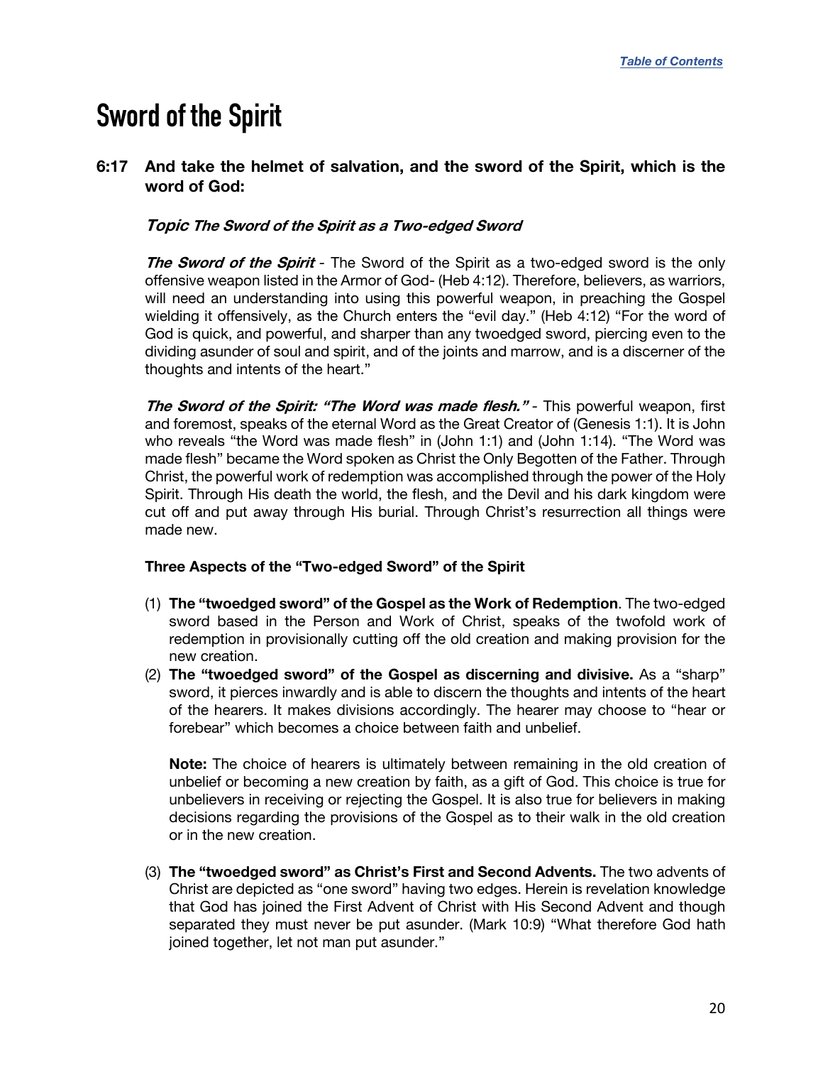# Sword of the Spirit

**6:17 And take the helmet of salvation, and the sword of the Spirit, which is the word of God:**

***Topic The Sword of the Spirit as a Two-edged Sword***

***The Sword of the Spirit*** - The Sword of the Spirit as a two-edged sword is the only offensive weapon listed in the Armor of God- (Heb 4:12). Therefore, believers, as warriors, will need an understanding into using this powerful weapon, in preaching the Gospel wielding it offensively, as the Church enters the "evil day." (Heb 4:12) "For the word of God is quick, and powerful, and sharper than any twoedged sword, piercing even to the dividing asunder of soul and spirit, and of the joints and marrow, and is a discerner of the thoughts and intents of the heart."

***The Sword of the Spirit: "The Word was made flesh."*** - This powerful weapon, first and foremost, speaks of the eternal Word as the Great Creator of (Genesis 1:1). It is John who reveals "the Word was made flesh" in (John 1:1) and (John 1:14). "The Word was made flesh" became the Word spoken as Christ the Only Begotten of the Father. Through Christ, the powerful work of redemption was accomplished through the power of the Holy Spirit. Through His death the world, the flesh, and the Devil and his dark kingdom were cut off and put away through His burial. Through Christ's resurrection all things were made new.

**Three Aspects of the "Two-edged Sword" of the Spirit**

(1) **The "twoedged sword" of the Gospel as the Work of Redemption**. The two-edged sword based in the Person and Work of Christ, speaks of the twofold work of redemption in provisionally cutting off the old creation and making provision for the new creation.

(2) **The "twoedged sword" of the Gospel as discerning and divisive.** As a "sharp" sword, it pierces inwardly and is able to discern the thoughts and intents of the heart of the hearers. It makes divisions accordingly. The hearer may choose to "hear or forebear" which becomes a choice between faith and unbelief.

**Note:** The choice of hearers is ultimately between remaining in the old creation of unbelief or becoming a new creation by faith, as a gift of God. This choice is true for unbelievers in receiving or rejecting the Gospel. It is also true for believers in making decisions regarding the provisions of the Gospel as to their walk in the old creation or in the new creation.

(3) **The "twoedged sword" as Christ's First and Second Advents.** The two advents of Christ are depicted as "one sword" having two edges. Herein is revelation knowledge that God has joined the First Advent of Christ with His Second Advent and though separated they must never be put asunder. (Mark 10:9) "What therefore God hath joined together, let not man put asunder."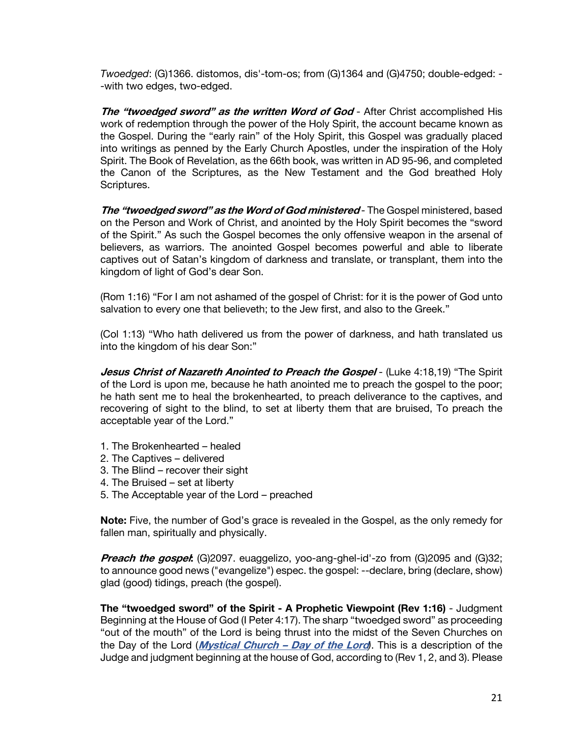*Twoedged*: (G)1366. distomos, dis'-tom-os; from (G)1364 and (G)4750; double-edged: --with two edges, two-edged.

***The "twoedged sword" as the written Word of God*** - After Christ accomplished His work of redemption through the power of the Holy Spirit, the account became known as the Gospel. During the "early rain" of the Holy Spirit, this Gospel was gradually placed into writings as penned by the Early Church Apostles, under the inspiration of the Holy Spirit. The Book of Revelation, as the 66th book, was written in AD 95-96, and completed the Canon of the Scriptures, as the New Testament and the God breathed Holy Scriptures.

***The "twoedged sword" as the Word of God ministered*** - The Gospel ministered, based on the Person and Work of Christ, and anointed by the Holy Spirit becomes the "sword of the Spirit." As such the Gospel becomes the only offensive weapon in the arsenal of believers, as warriors. The anointed Gospel becomes powerful and able to liberate captives out of Satan's kingdom of darkness and translate, or transplant, them into the kingdom of light of God's dear Son.

(Rom 1:16) "For I am not ashamed of the gospel of Christ: for it is the power of God unto salvation to every one that believeth; to the Jew first, and also to the Greek."

(Col 1:13) "Who hath delivered us from the power of darkness, and hath translated us into the kingdom of his dear Son:"

***Jesus Christ of Nazareth Anointed to Preach the Gospel*** - (Luke 4:18,19) "The Spirit of the Lord is upon me, because he hath anointed me to preach the gospel to the poor; he hath sent me to heal the brokenhearted, to preach deliverance to the captives, and recovering of sight to the blind, to set at liberty them that are bruised, To preach the acceptable year of the Lord."

1. The Brokenhearted – healed
2. The Captives – delivered
3. The Blind – recover their sight
4. The Bruised – set at liberty
5. The Acceptable year of the Lord – preached

**Note:** Five, the number of God's grace is revealed in the Gospel, as the only remedy for fallen man, spiritually and physically.

***Preach the gospel***: (G)2097. euaggelizo, yoo-ang-ghel-id'-zo from (G)2095 and (G)32; to announce good news ("evangelize") espec. the gospel: --declare, bring (declare, show) glad (good) tidings, preach (the gospel).

**The "twoedged sword" of the Spirit - A Prophetic Viewpoint (Rev 1:16)** - Judgment Beginning at the House of God (I Peter 4:17). The sharp "twoedged sword" as proceeding "out of the mouth" of the Lord is being thrust into the midst of the Seven Churches on the Day of the Lord (***Mystical Church – Day of the Lord***). This is a description of the Judge and judgment beginning at the house of God, according to (Rev 1, 2, and 3). Please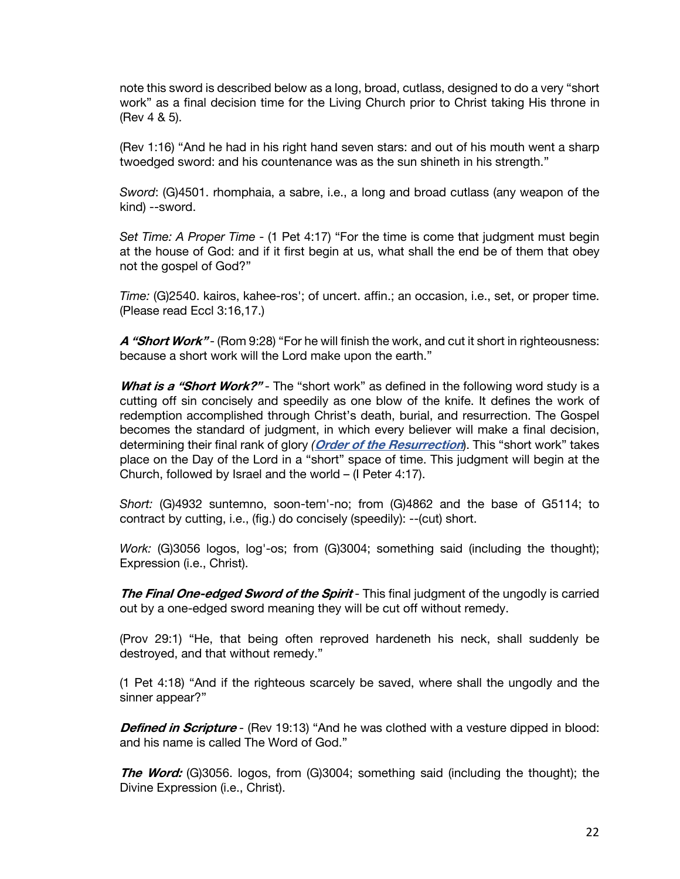note this sword is described below as a long, broad, cutlass, designed to do a very "short work" as a final decision time for the Living Church prior to Christ taking His throne in (Rev 4 & 5).

(Rev 1:16) "And he had in his right hand seven stars: and out of his mouth went a sharp twoedged sword: and his countenance was as the sun shineth in his strength."

*Sword*: (G)4501. rhomphaia, a sabre, i.e., a long and broad cutlass (any weapon of the kind) --sword.

*Set Time: A Proper Time* - (1 Pet 4:17) "For the time is come that judgment must begin at the house of God: and if it first begin at us, what shall the end be of them that obey not the gospel of God?"

*Time:* (G)2540. kairos, kahee-ros'; of uncert. affin.; an occasion, i.e., set, or proper time. (Please read Eccl 3:16,17.)

***A "Short Work"*** - (Rom 9:28) "For he will finish the work, and cut it short in righteousness: because a short work will the Lord make upon the earth."

***What is a "Short Work?"*** - The "short work" as defined in the following word study is a cutting off sin concisely and speedily as one blow of the knife. It defines the work of redemption accomplished through Christ's death, burial, and resurrection. The Gospel becomes the standard of judgment, in which every believer will make a final decision, determining their final rank of glory (***Order of the Resurrection***). This "short work" takes place on the Day of the Lord in a "short" space of time. This judgment will begin at the Church, followed by Israel and the world – (I Peter 4:17).

*Short:* (G)4932 suntemno, soon-tem'-no; from (G)4862 and the base of G5114; to contract by cutting, i.e., (fig.) do concisely (speedily): --(cut) short.

*Work:* (G)3056 logos, log'-os; from (G)3004; something said (including the thought); Expression (i.e., Christ).

***The Final One-edged Sword of the Spirit*** - This final judgment of the ungodly is carried out by a one-edged sword meaning they will be cut off without remedy.

(Prov 29:1) "He, that being often reproved hardeneth his neck, shall suddenly be destroyed, and that without remedy."

(1 Pet 4:18) "And if the righteous scarcely be saved, where shall the ungodly and the sinner appear?"

***Defined in Scripture*** - (Rev 19:13) "And he was clothed with a vesture dipped in blood: and his name is called The Word of God."

***The Word:*** (G)3056. logos, from (G)3004; something said (including the thought); the Divine Expression (i.e., Christ).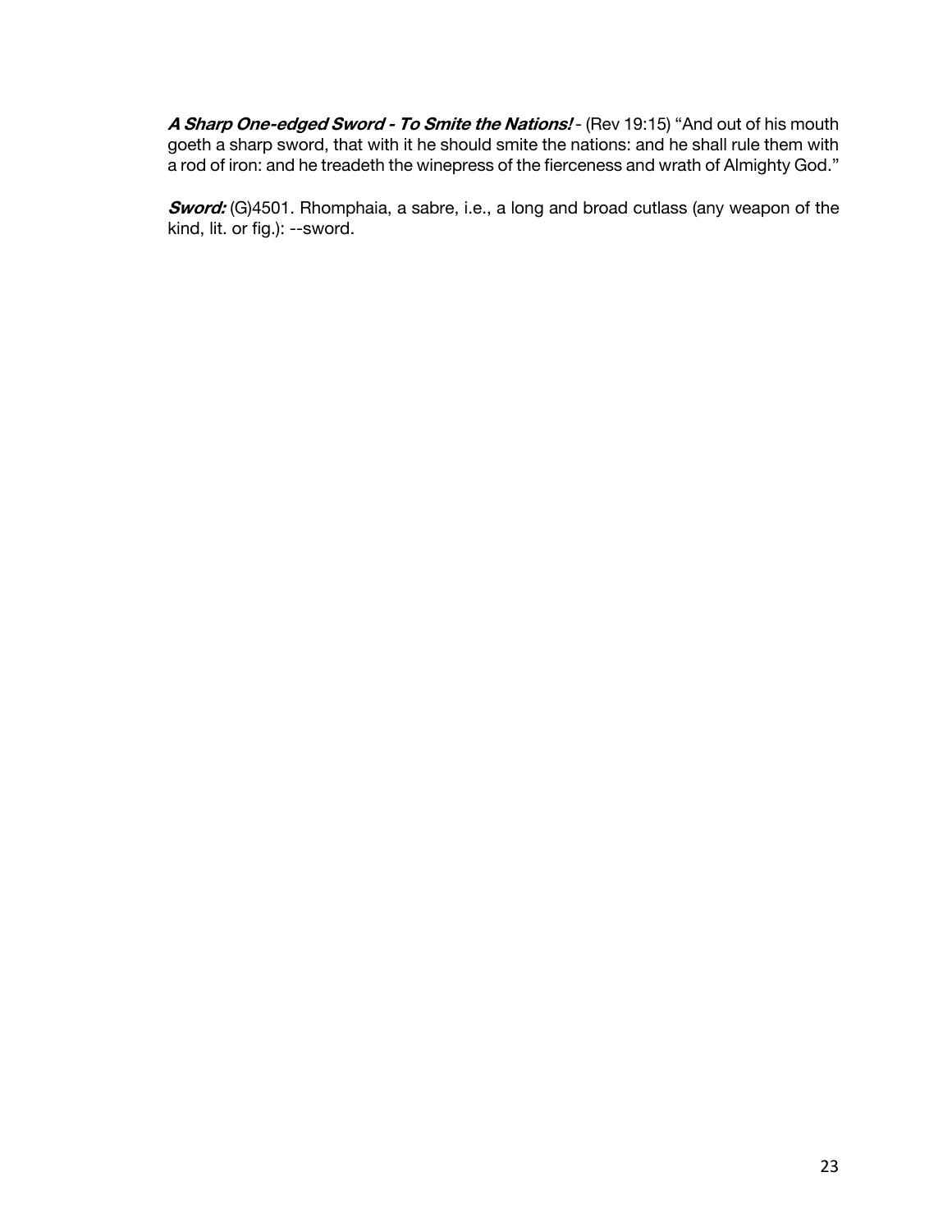***A Sharp One-edged Sword - To Smite the Nations!*** - (Rev 19:15) “And out of his mouth goeth a sharp sword, that with it he should smite the nations: and he shall rule them with a rod of iron: and he treadeth the winepress of the fierceness and wrath of Almighty God.”

***Sword:*** (G)4501. Rhomphaia, a sabre, i.e., a long and broad cutlass (any weapon of the kind, lit. or fig.): --sword.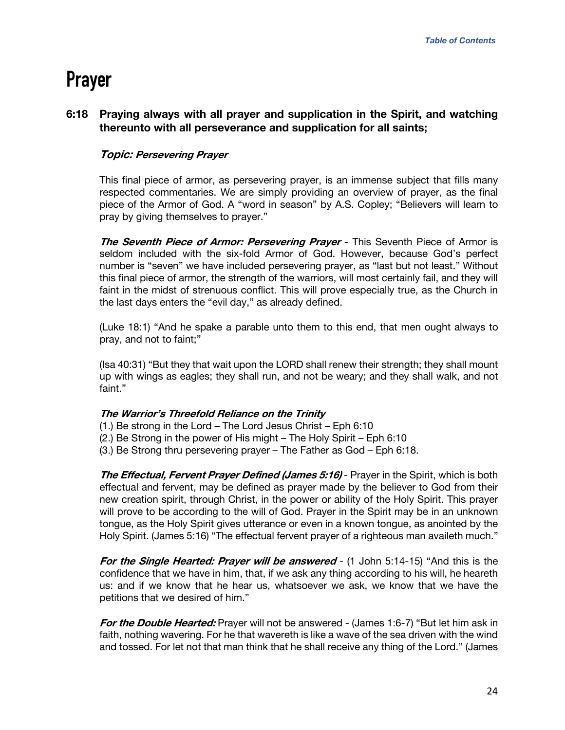# Prayer

**6:18 Praying always with all prayer and supplication in the Spirit, and watching thereunto with all perseverance and supplication for all saints;**

***Topic: Persevering Prayer***

This final piece of armor, as persevering prayer, is an immense subject that fills many respected commentaries. We are simply providing an overview of prayer, as the final piece of the Armor of God. A "word in season" by A.S. Copley; "Believers will learn to pray by giving themselves to prayer."

***The Seventh Piece of Armor: Persevering Prayer*** - This Seventh Piece of Armor is seldom included with the six-fold Armor of God. However, because God's perfect number is "seven" we have included persevering prayer, as "last but not least." Without this final piece of armor, the strength of the warriors, will most certainly fail, and they will faint in the midst of strenuous conflict. This will prove especially true, as the Church in the last days enters the "evil day," as already defined.

(Luke 18:1) "And he spake a parable unto them to this end, that men ought always to pray, and not to faint;"

(Isa 40:31) "But they that wait upon the LORD shall renew their strength; they shall mount up with wings as eagles; they shall run, and not be weary; and they shall walk, and not faint."

***The Warrior's Threefold Reliance on the Trinity***
(1.) Be strong in the Lord – The Lord Jesus Christ – Eph 6:10
(2.) Be Strong in the power of His might – The Holy Spirit – Eph 6:10
(3.) Be Strong thru persevering prayer – The Father as God – Eph 6:18.

***The Effectual, Fervent Prayer Defined (James 5:16)*** - Prayer in the Spirit, which is both effectual and fervent, may be defined as prayer made by the believer to God from their new creation spirit, through Christ, in the power or ability of the Holy Spirit. This prayer will prove to be according to the will of God. Prayer in the Spirit may be in an unknown tongue, as the Holy Spirit gives utterance or even in a known tongue, as anointed by the Holy Spirit. (James 5:16) "The effectual fervent prayer of a righteous man availeth much."

***For the Single Hearted: Prayer will be answered*** - (1 John 5:14-15) "And this is the confidence that we have in him, that, if we ask any thing according to his will, he heareth us: and if we know that he hear us, whatsoever we ask, we know that we have the petitions that we desired of him."

***For the Double Hearted:*** Prayer will not be answered - (James 1:6-7) "But let him ask in faith, nothing wavering. For he that wavereth is like a wave of the sea driven with the wind and tossed. For let not that man think that he shall receive any thing of the Lord." (James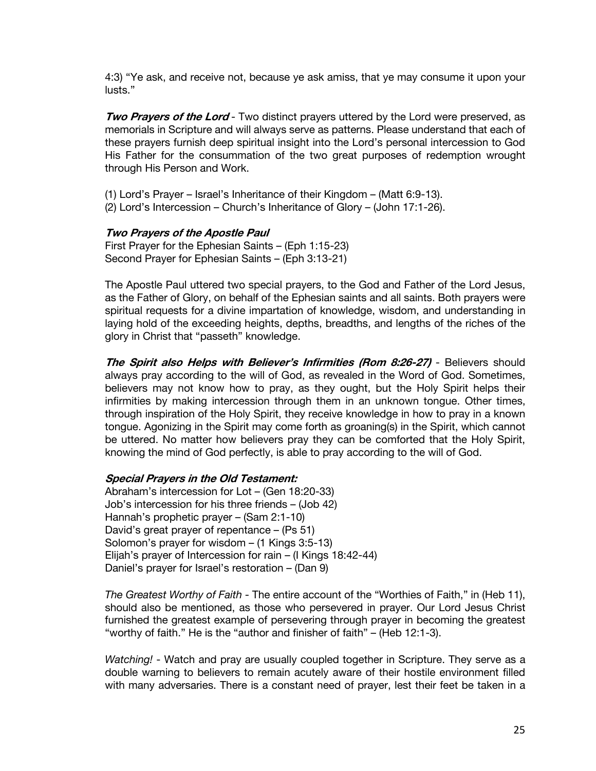4:3) "Ye ask, and receive not, because ye ask amiss, that ye may consume it upon your lusts."

***Two Prayers of the Lord*** - Two distinct prayers uttered by the Lord were preserved, as memorials in Scripture and will always serve as patterns. Please understand that each of these prayers furnish deep spiritual insight into the Lord's personal intercession to God His Father for the consummation of the two great purposes of redemption wrought through His Person and Work.

(1) Lord's Prayer – Israel's Inheritance of their Kingdom – (Matt 6:9-13).
(2) Lord's Intercession – Church's Inheritance of Glory – (John 17:1-26).

***Two Prayers of the Apostle Paul***
First Prayer for the Ephesian Saints – (Eph 1:15-23)
Second Prayer for Ephesian Saints – (Eph 3:13-21)

The Apostle Paul uttered two special prayers, to the God and Father of the Lord Jesus, as the Father of Glory, on behalf of the Ephesian saints and all saints. Both prayers were spiritual requests for a divine impartation of knowledge, wisdom, and understanding in laying hold of the exceeding heights, depths, breadths, and lengths of the riches of the glory in Christ that "passeth" knowledge.

***The Spirit also Helps with Believer's Infirmities (Rom 8:26-27)*** - Believers should always pray according to the will of God, as revealed in the Word of God. Sometimes, believers may not know how to pray, as they ought, but the Holy Spirit helps their infirmities by making intercession through them in an unknown tongue. Other times, through inspiration of the Holy Spirit, they receive knowledge in how to pray in a known tongue. Agonizing in the Spirit may come forth as groaning(s) in the Spirit, which cannot be uttered. No matter how believers pray they can be comforted that the Holy Spirit, knowing the mind of God perfectly, is able to pray according to the will of God.

***Special Prayers in the Old Testament:***
Abraham's intercession for Lot – (Gen 18:20-33)
Job's intercession for his three friends – (Job 42)
Hannah's prophetic prayer – (Sam 2:1-10)
David's great prayer of repentance – (Ps 51)
Solomon's prayer for wisdom – (1 Kings 3:5-13)
Elijah's prayer of Intercession for rain – (I Kings 18:42-44)
Daniel's prayer for Israel's restoration – (Dan 9)

*The Greatest Worthy of Faith* - The entire account of the "Worthies of Faith," in (Heb 11), should also be mentioned, as those who persevered in prayer. Our Lord Jesus Christ furnished the greatest example of persevering through prayer in becoming the greatest "worthy of faith." He is the "author and finisher of faith" – (Heb 12:1-3).

*Watching!* - Watch and pray are usually coupled together in Scripture. They serve as a double warning to believers to remain acutely aware of their hostile environment filled with many adversaries. There is a constant need of prayer, lest their feet be taken in a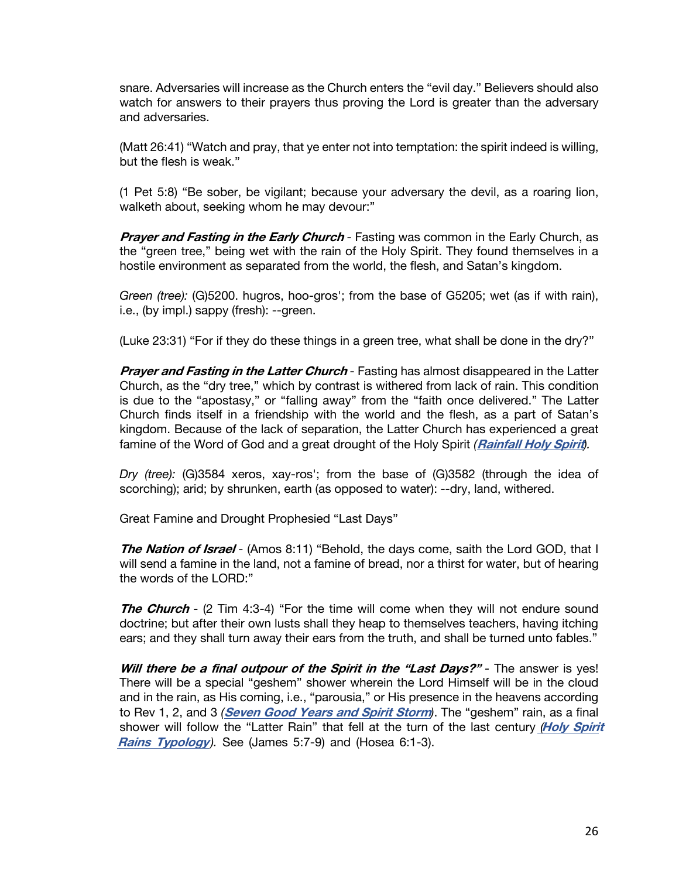snare. Adversaries will increase as the Church enters the "evil day." Believers should also watch for answers to their prayers thus proving the Lord is greater than the adversary and adversaries.

(Matt 26:41) "Watch and pray, that ye enter not into temptation: the spirit indeed is willing, but the flesh is weak."

(1 Pet 5:8) "Be sober, be vigilant; because your adversary the devil, as a roaring lion, walketh about, seeking whom he may devour:"

***Prayer and Fasting in the Early Church*** - Fasting was common in the Early Church, as the "green tree," being wet with the rain of the Holy Spirit. They found themselves in a hostile environment as separated from the world, the flesh, and Satan's kingdom.

*Green (tree):* (G)5200. hugros, hoo-gros'; from the base of G5205; wet (as if with rain), i.e., (by impl.) sappy (fresh): --green.

(Luke 23:31) "For if they do these things in a green tree, what shall be done in the dry?"

***Prayer and Fasting in the Latter Church*** - Fasting has almost disappeared in the Latter Church, as the "dry tree," which by contrast is withered from lack of rain. This condition is due to the "apostasy," or "falling away" from the "faith once delivered." The Latter Church finds itself in a friendship with the world and the flesh, as a part of Satan's kingdom. Because of the lack of separation, the Latter Church has experienced a great famine of the Word of God and a great drought of the Holy Spirit *(**Rainfall Holy Spirit**).*

*Dry (tree):* (G)3584 xeros, xay-ros'; from the base of (G)3582 (through the idea of scorching); arid; by shrunken, earth (as opposed to water): --dry, land, withered.

Great Famine and Drought Prophesied "Last Days"

***The Nation of Israel*** - (Amos 8:11) "Behold, the days come, saith the Lord GOD, that I will send a famine in the land, not a famine of bread, nor a thirst for water, but of hearing the words of the LORD:"

***The Church*** - (2 Tim 4:3-4) "For the time will come when they will not endure sound doctrine; but after their own lusts shall they heap to themselves teachers, having itching ears; and they shall turn away their ears from the truth, and shall be turned unto fables."

***Will there be a final outpour of the Spirit in the "Last Days?"*** - The answer is yes! There will be a special "geshem" shower wherein the Lord Himself will be in the cloud and in the rain, as His coming, i.e., "parousia," or His presence in the heavens according to Rev 1, 2, and 3 *(**Seven Good Years and Spirit Storm**)*. The "geshem" rain, as a final shower will follow the "Latter Rain" that fell at the turn of the last century *(**Holy Spirit Rains Typology**).* See (James 5:7-9) and (Hosea 6:1-3).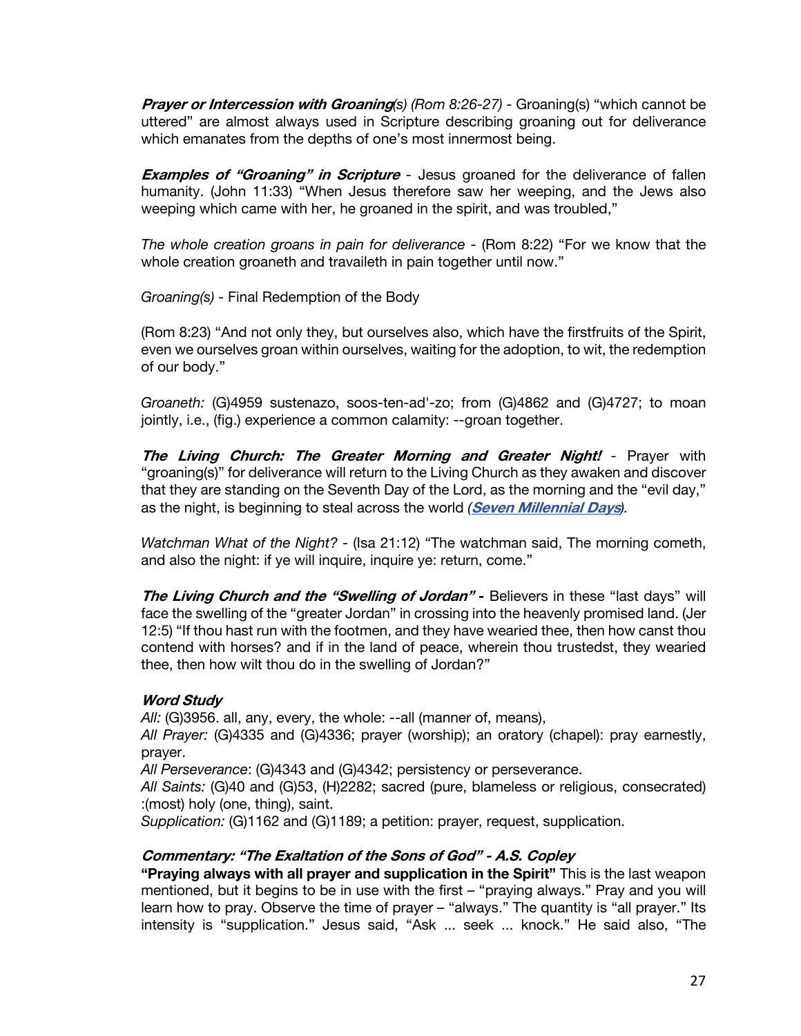***Prayer or Intercession with Groaning****(s) (Rom 8:26-27)* - Groaning(s) "which cannot be uttered" are almost always used in Scripture describing groaning out for deliverance which emanates from the depths of one's most innermost being.

***Examples of "Groaning" in Scripture*** - Jesus groaned for the deliverance of fallen humanity. (John 11:33) "When Jesus therefore saw her weeping, and the Jews also weeping which came with her, he groaned in the spirit, and was troubled,"

*The whole creation groans in pain for deliverance* - (Rom 8:22) "For we know that the whole creation groaneth and travaileth in pain together until now."

*Groaning(s)* - Final Redemption of the Body

(Rom 8:23) "And not only they, but ourselves also, which have the firstfruits of the Spirit, even we ourselves groan within ourselves, waiting for the adoption, to wit, the redemption of our body."

*Groaneth:* (G)4959 sustenazo, soos-ten-ad'-zo; from (G)4862 and (G)4727; to moan jointly, i.e., (fig.) experience a common calamity: --groan together.

***The Living Church: The Greater Morning and Greater Night!*** - Prayer with "groaning(s)" for deliverance will return to the Living Church as they awaken and discover that they are standing on the Seventh Day of the Lord, as the morning and the "evil day," as the night, is beginning to steal across the world *(**Seven Millennial Days**).*

*Watchman What of the Night?* - (Isa 21:12) "The watchman said, The morning cometh, and also the night: if ye will inquire, inquire ye: return, come."

***The Living Church and the "Swelling of Jordan" -*** Believers in these "last days" will face the swelling of the "greater Jordan" in crossing into the heavenly promised land. (Jer 12:5) "If thou hast run with the footmen, and they have wearied thee, then how canst thou contend with horses? and if in the land of peace, wherein thou trustedst, they wearied thee, then how wilt thou do in the swelling of Jordan?"

***Word Study***

*All:* (G)3956. all, any, every, the whole: --all (manner of, means),
*All Prayer:* (G)4335 and (G)4336; prayer (worship); an oratory (chapel): pray earnestly, prayer.
*All Perseverance*: (G)4343 and (G)4342; persistency or perseverance.
*All Saints:* (G)40 and (G)53, (H)2282; sacred (pure, blameless or religious, consecrated) :(most) holy (one, thing), saint.
*Supplication:* (G)1162 and (G)1189; a petition: prayer, request, supplication.

***Commentary: "The Exaltation of the Sons of God" - A.S. Copley***

**"Praying always with all prayer and supplication in the Spirit"** This is the last weapon mentioned, but it begins to be in use with the first – "praying always." Pray and you will learn how to pray. Observe the time of prayer – "always." The quantity is "all prayer." Its intensity is "supplication." Jesus said, "Ask ... seek ... knock." He said also, "The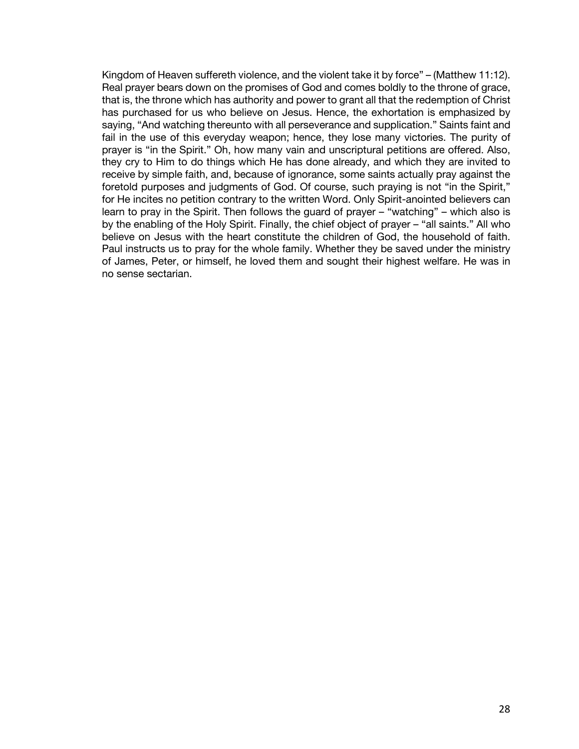Kingdom of Heaven suffereth violence, and the violent take it by force" – (Matthew 11:12). Real prayer bears down on the promises of God and comes boldly to the throne of grace, that is, the throne which has authority and power to grant all that the redemption of Christ has purchased for us who believe on Jesus. Hence, the exhortation is emphasized by saying, "And watching thereunto with all perseverance and supplication." Saints faint and fail in the use of this everyday weapon; hence, they lose many victories. The purity of prayer is "in the Spirit." Oh, how many vain and unscriptural petitions are offered. Also, they cry to Him to do things which He has done already, and which they are invited to receive by simple faith, and, because of ignorance, some saints actually pray against the foretold purposes and judgments of God. Of course, such praying is not "in the Spirit," for He incites no petition contrary to the written Word. Only Spirit-anointed believers can learn to pray in the Spirit. Then follows the guard of prayer – "watching" – which also is by the enabling of the Holy Spirit. Finally, the chief object of prayer – "all saints." All who believe on Jesus with the heart constitute the children of God, the household of faith. Paul instructs us to pray for the whole family. Whether they be saved under the ministry of James, Peter, or himself, he loved them and sought their highest welfare. He was in no sense sectarian.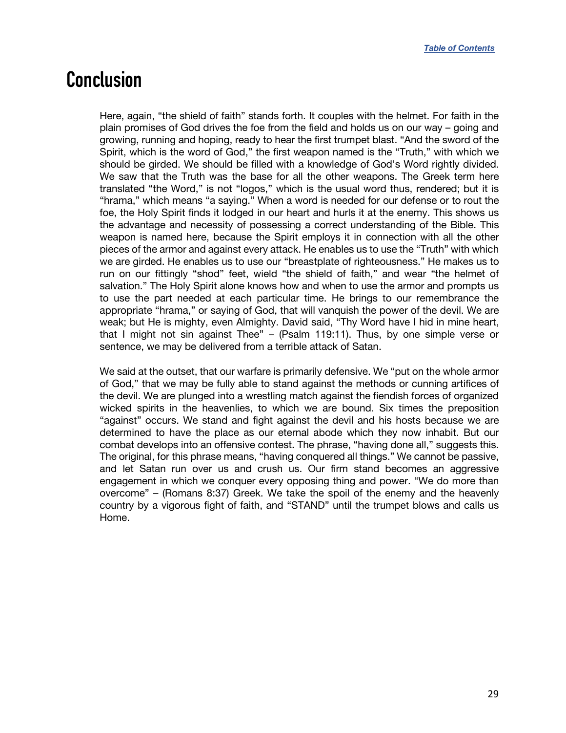# Conclusion

Here, again, "the shield of faith" stands forth. It couples with the helmet. For faith in the plain promises of God drives the foe from the field and holds us on our way – going and growing, running and hoping, ready to hear the first trumpet blast. "And the sword of the Spirit, which is the word of God," the first weapon named is the "Truth," with which we should be girded. We should be filled with a knowledge of God's Word rightly divided. We saw that the Truth was the base for all the other weapons. The Greek term here translated "the Word," is not "logos," which is the usual word thus, rendered; but it is "hrama," which means "a saying." When a word is needed for our defense or to rout the foe, the Holy Spirit finds it lodged in our heart and hurls it at the enemy. This shows us the advantage and necessity of possessing a correct understanding of the Bible. This weapon is named here, because the Spirit employs it in connection with all the other pieces of the armor and against every attack. He enables us to use the "Truth" with which we are girded. He enables us to use our "breastplate of righteousness." He makes us to run on our fittingly "shod" feet, wield "the shield of faith," and wear "the helmet of salvation." The Holy Spirit alone knows how and when to use the armor and prompts us to use the part needed at each particular time. He brings to our remembrance the appropriate "hrama," or saying of God, that will vanquish the power of the devil. We are weak; but He is mighty, even Almighty. David said, "Thy Word have I hid in mine heart, that I might not sin against Thee" – (Psalm 119:11). Thus, by one simple verse or sentence, we may be delivered from a terrible attack of Satan.

We said at the outset, that our warfare is primarily defensive. We "put on the whole armor of God," that we may be fully able to stand against the methods or cunning artifices of the devil. We are plunged into a wrestling match against the fiendish forces of organized wicked spirits in the heavenlies, to which we are bound. Six times the preposition "against" occurs. We stand and fight against the devil and his hosts because we are determined to have the place as our eternal abode which they now inhabit. But our combat develops into an offensive contest. The phrase, "having done all," suggests this. The original, for this phrase means, "having conquered all things." We cannot be passive, and let Satan run over us and crush us. Our firm stand becomes an aggressive engagement in which we conquer every opposing thing and power. "We do more than overcome" – (Romans 8:37) Greek. We take the spoil of the enemy and the heavenly country by a vigorous fight of faith, and "STAND" until the trumpet blows and calls us Home.